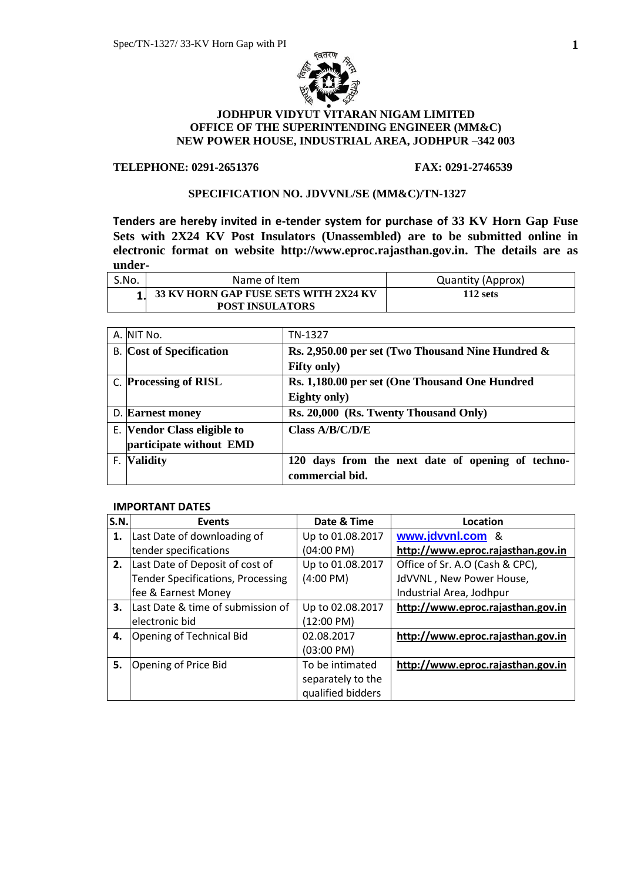# JODHPUR VIDYUT VITARAN NIGAM LIMITED
## OFFICE OF THE SUPERINTENDING ENGINEER (MM&C)
## NEW POWER HOUSE, INDUSTRIAL AREA, JODHPUR –342 003

**TELEPHONE: 0291-2651376** **FAX: 0291-2746539**

### SPECIFICATION NO. JDVVNL/SE (MM&C)/TN-1327

**Tenders are hereby invited in e-tender system for purchase of 33 KV Horn Gap Fuse Sets with 2X24 KV Post Insulators (Unassembled) are to be submitted online in electronic format on website http://www.eproc.rajasthan.gov.in. The details are as under-**

| S.No. | Name of Item | Quantity (Approx) |
|---|---|---|
| **1.** | **33 KV HORN GAP FUSE SETS WITH 2X24 KV POST INSULATORS** | **112 sets** |

| | | |
|---|---|---|
| A. | NIT No. | TN-1327 |
| B. | **Cost of Specification** | **Rs. 2,950.00 per set (Two Thousand Nine Hundred & Fifty only)** |
| C. | **Processing of RISL** | **Rs. 1,180.00 per set (One Thousand One Hundred Eighty only)** |
| D. | **Earnest money** | **Rs. 20,000 (Rs. Twenty Thousand Only)** |
| E. | **Vendor Class eligible to participate without EMD** | **Class A/B/C/D/E** |
| F. | **Validity** | **120 days from the next date of opening of techno-commercial bid.** |

**IMPORTANT DATES**

| S.N. | Events | Date & Time | Location |
|---|---|---|---|
| **1.** | Last Date of downloading of tender specifications | Up to 01.08.2017 (04:00 PM) | www.jdvvnl.com & http://www.eproc.rajasthan.gov.in |
| **2.** | Last Date of Deposit of cost of Tender Specifications, Processing fee & Earnest Money | Up to 01.08.2017 (4:00 PM) | Office of Sr. A.O (Cash & CPC), JdVVNL , New Power House, Industrial Area, Jodhpur |
| **3.** | Last Date & time of submission of electronic bid | Up to 02.08.2017 (12:00 PM) | http://www.eproc.rajasthan.gov.in |
| **4.** | Opening of Technical Bid | 02.08.2017 (03:00 PM) | http://www.eproc.rajasthan.gov.in |
| **5.** | Opening of Price Bid | To be intimated separately to the qualified bidders | http://www.eproc.rajasthan.gov.in |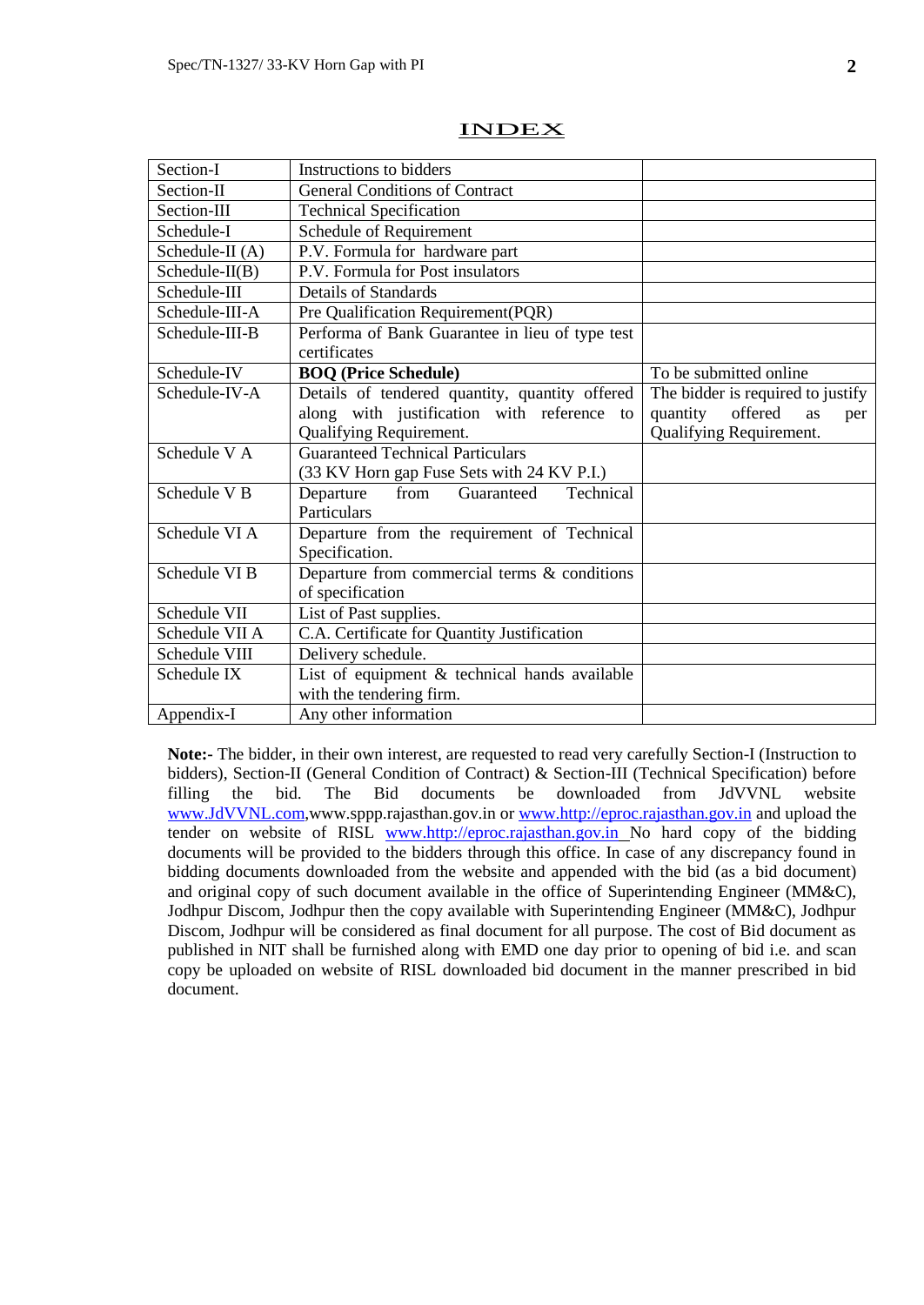# INDEX

| | | |
|---|---|---|
| Section-I | Instructions to bidders | |
| Section-II | General Conditions of Contract | |
| Section-III | Technical Specification | |
| Schedule-I | Schedule of Requirement | |
| Schedule-II (A) | P.V. Formula for hardware part | |
| Schedule-II(B) | P.V. Formula for Post insulators | |
| Schedule-III | Details of Standards | |
| Schedule-III-A | Pre Qualification Requirement(PQR) | |
| Schedule-III-B | Performa of Bank Guarantee in lieu of type test certificates | |
| Schedule-IV | **BOQ (Price Schedule)** | To be submitted online |
| Schedule-IV-A | Details of tendered quantity, quantity offered along with justification with reference to Qualifying Requirement. | The bidder is required to justify quantity offered as per Qualifying Requirement. |
| Schedule V A | Guaranteed Technical Particulars (33 KV Horn gap Fuse Sets with 24 KV P.I.) | |
| Schedule V B | Departure from Guaranteed Technical Particulars | |
| Schedule VI A | Departure from the requirement of Technical Specification. | |
| Schedule VI B | Departure from commercial terms & conditions of specification | |
| Schedule VII | List of Past supplies. | |
| Schedule VII A | C.A. Certificate for Quantity Justification | |
| Schedule VIII | Delivery schedule. | |
| Schedule IX | List of equipment & technical hands available with the tendering firm. | |
| Appendix-I | Any other information | |

**Note:-** The bidder, in their own interest, are requested to read very carefully Section-I (Instruction to bidders), Section-II (General Condition of Contract) & Section-III (Technical Specification) before filling the bid. The Bid documents be downloaded from JdVVNL website www.JdVVNL.com,www.sppp.rajasthan.gov.in or www.http://eproc.rajasthan.gov.in and upload the tender on website of RISL www.http://eproc.rajasthan.gov.in No hard copy of the bidding documents will be provided to the bidders through this office. In case of any discrepancy found in bidding documents downloaded from the website and appended with the bid (as a bid document) and original copy of such document available in the office of Superintending Engineer (MM&C), Jodhpur Discom, Jodhpur then the copy available with Superintending Engineer (MM&C), Jodhpur Discom, Jodhpur will be considered as final document for all purpose. The cost of Bid document as published in NIT shall be furnished along with EMD one day prior to opening of bid i.e. and scan copy be uploaded on website of RISL downloaded bid document in the manner prescribed in bid document.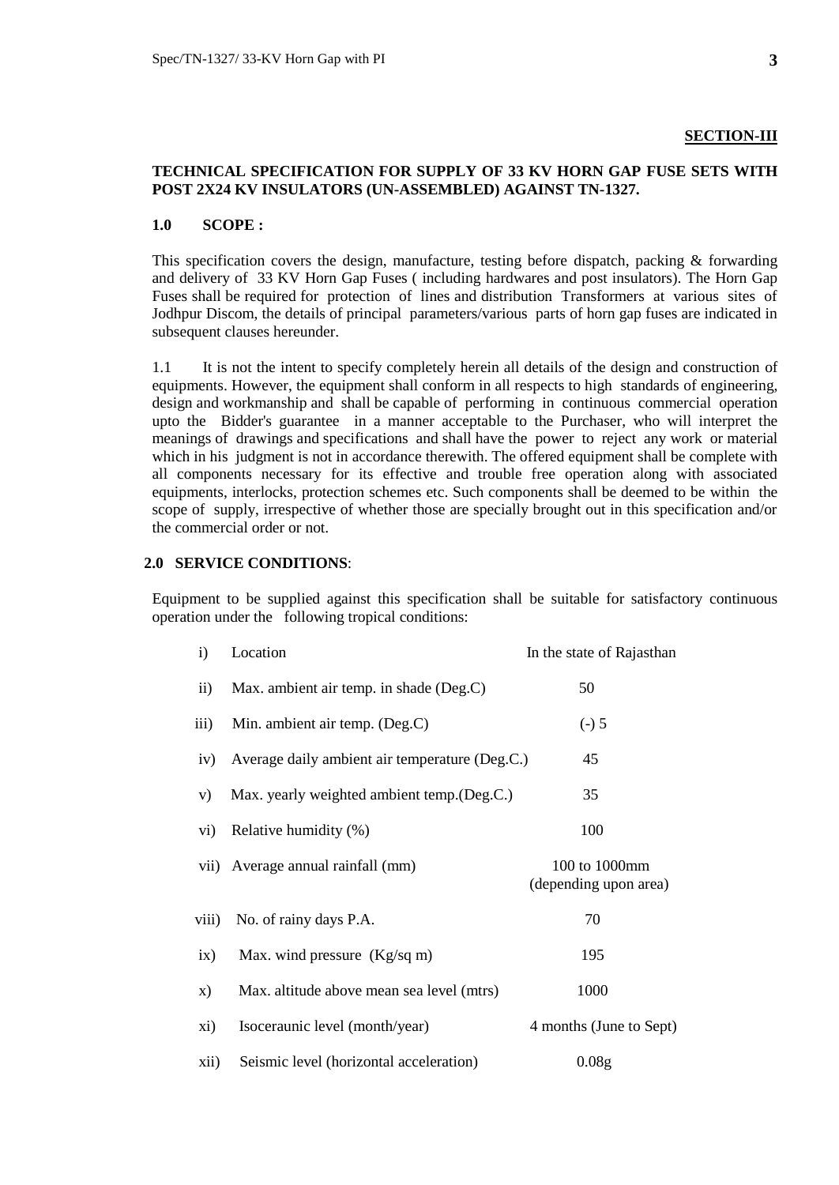**SECTION-III**

**TECHNICAL SPECIFICATION FOR SUPPLY OF 33 KV HORN GAP FUSE SETS WITH POST 2X24 KV INSULATORS (UN-ASSEMBLED) AGAINST TN-1327.**

**1.0 SCOPE :**

This specification covers the design, manufacture, testing before dispatch, packing & forwarding and delivery of 33 KV Horn Gap Fuses ( including hardwares and post insulators). The Horn Gap Fuses shall be required for protection of lines and distribution Transformers at various sites of Jodhpur Discom, the details of principal parameters/various parts of horn gap fuses are indicated in subsequent clauses hereunder.

1.1 It is not the intent to specify completely herein all details of the design and construction of equipments. However, the equipment shall conform in all respects to high standards of engineering, design and workmanship and shall be capable of performing in continuous commercial operation upto the Bidder's guarantee in a manner acceptable to the Purchaser, who will interpret the meanings of drawings and specifications and shall have the power to reject any work or material which in his judgment is not in accordance therewith. The offered equipment shall be complete with all components necessary for its effective and trouble free operation along with associated equipments, interlocks, protection schemes etc. Such components shall be deemed to be within the scope of supply, irrespective of whether those are specially brought out in this specification and/or the commercial order or not.

**2.0 SERVICE CONDITIONS**:

Equipment to be supplied against this specification shall be suitable for satisfactory continuous operation under the following tropical conditions:

| | | |
|---|---|---|
| i) | Location | In the state of Rajasthan |
| ii) | Max. ambient air temp. in shade (Deg.C) | 50 |
| iii) | Min. ambient air temp. (Deg.C) | (-) 5 |
| iv) | Average daily ambient air temperature (Deg.C.) | 45 |
| v) | Max. yearly weighted ambient temp.(Deg.C.) | 35 |
| vi) | Relative humidity (%) | 100 |
| vii) | Average annual rainfall (mm) | 100 to 1000mm (depending upon area) |
| viii) | No. of rainy days P.A. | 70 |
| ix) | Max. wind pressure (Kg/sq m) | 195 |
| x) | Max. altitude above mean sea level (mtrs) | 1000 |
| xi) | Isoceraunic level (month/year) | 4 months (June to Sept) |
| xii) | Seismic level (horizontal acceleration) | 0.08g |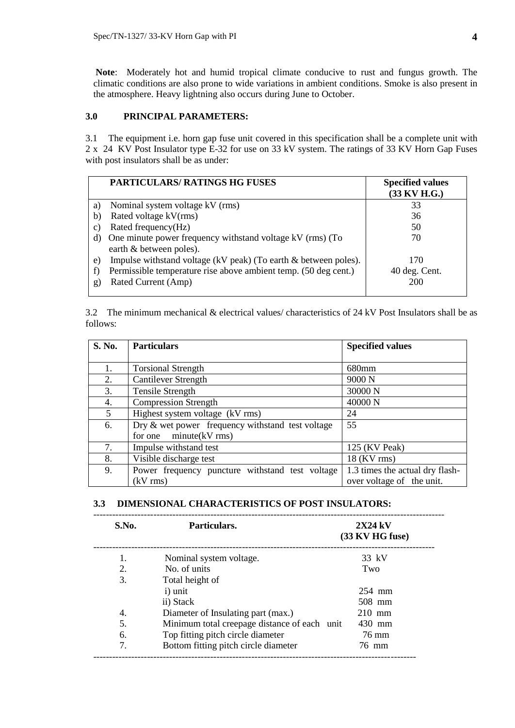**Note**: Moderately hot and humid tropical climate conducive to rust and fungus growth. The climatic conditions are also prone to wide variations in ambient conditions. Smoke is also present in the atmosphere. Heavy lightning also occurs during June to October.

## 3.0 PRINCIPAL PARAMETERS:

3.1 The equipment i.e. horn gap fuse unit covered in this specification shall be a complete unit with 2 x 24 KV Post Insulator type E-32 for use on 33 kV system. The ratings of 33 KV Horn Gap Fuses with post insulators shall be as under:

| PARTICULARS/ RATINGS HG FUSES | Specified values (33 KV H.G.) |
|---|---|
| a) Nominal system voltage kV (rms) | 33 |
| b) Rated voltage kV(rms) | 36 |
| c) Rated frequency(Hz) | 50 |
| d) One minute power frequency withstand voltage kV (rms) (To earth & between poles). | 70 |
| e) Impulse withstand voltage (kV peak) (To earth & between poles). | 170 |
| f) Permissible temperature rise above ambient temp. (50 deg cent.) | 40 deg. Cent. |
| g) Rated Current (Amp) | 200 |

3.2 The minimum mechanical & electrical values/ characteristics of 24 kV Post Insulators shall be as follows:

| S. No. | Particulars | Specified values |
|---|---|---|
| 1. | Torsional Strength | 680mm |
| 2. | Cantilever Strength | 9000 N |
| 3. | Tensile Strength | 30000 N |
| 4. | Compression Strength | 40000 N |
| 5 | Highest system voltage (kV rms) | 24 |
| 6. | Dry & wet power frequency withstand test voltage for one minute(kV rms) | 55 |
| 7. | Impulse withstand test | 125 (KV Peak) |
| 8. | Visible discharge test | 18 (KV rms) |
| 9. | Power frequency puncture withstand test voltage (kV rms) | 1.3 times the actual dry flash-over voltage of the unit. |

### 3.3 DIMENSIONAL CHARACTERISTICS OF POST INSULATORS:

| S.No. | Particulars. | 2X24 kV (33 KV HG fuse) |
|---|---|---|
| 1. | Nominal system voltage. | 33 kV |
| 2. | No. of units | Two |
| 3. | Total height of | |
| | i) unit | 254 mm |
| | ii) Stack | 508 mm |
| 4. | Diameter of Insulating part (max.) | 210 mm |
| 5. | Minimum total creepage distance of each unit | 430 mm |
| 6. | Top fitting pitch circle diameter | 76 mm |
| 7. | Bottom fitting pitch circle diameter | 76 mm |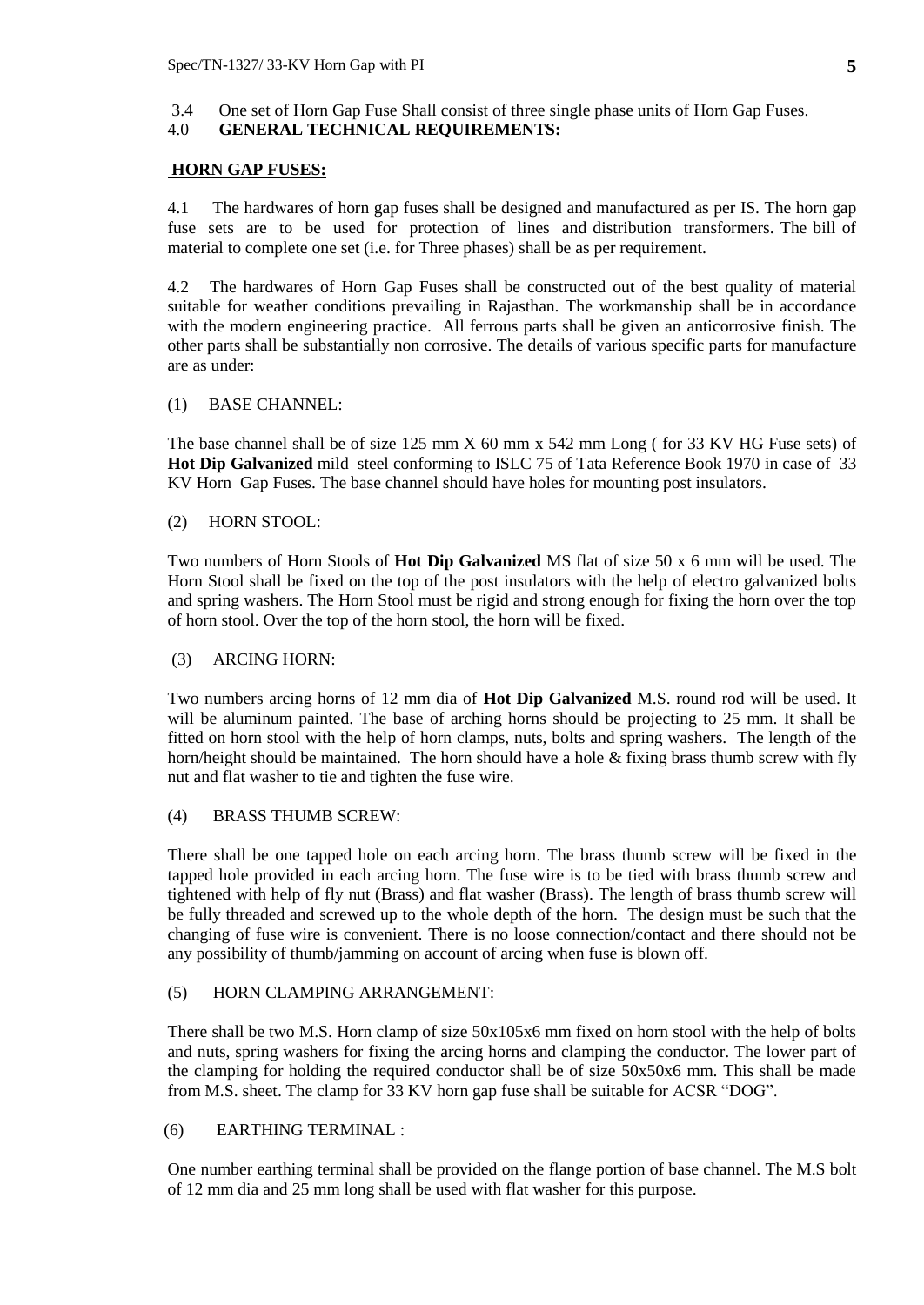3.4 One set of Horn Gap Fuse Shall consist of three single phase units of Horn Gap Fuses.

## 4.0 GENERAL TECHNICAL REQUIREMENTS:

### HORN GAP FUSES:

4.1 The hardwares of horn gap fuses shall be designed and manufactured as per IS. The horn gap fuse sets are to be used for protection of lines and distribution transformers. The bill of material to complete one set (i.e. for Three phases) shall be as per requirement.

4.2 The hardwares of Horn Gap Fuses shall be constructed out of the best quality of material suitable for weather conditions prevailing in Rajasthan. The workmanship shall be in accordance with the modern engineering practice. All ferrous parts shall be given an anticorrosive finish. The other parts shall be substantially non corrosive. The details of various specific parts for manufacture are as under:

(1) BASE CHANNEL:

The base channel shall be of size 125 mm X 60 mm x 542 mm Long ( for 33 KV HG Fuse sets) of **Hot Dip Galvanized** mild steel conforming to ISLC 75 of Tata Reference Book 1970 in case of 33 KV Horn Gap Fuses. The base channel should have holes for mounting post insulators.

(2) HORN STOOL:

Two numbers of Horn Stools of **Hot Dip Galvanized** MS flat of size 50 x 6 mm will be used. The Horn Stool shall be fixed on the top of the post insulators with the help of electro galvanized bolts and spring washers. The Horn Stool must be rigid and strong enough for fixing the horn over the top of horn stool. Over the top of the horn stool, the horn will be fixed.

(3) ARCING HORN:

Two numbers arcing horns of 12 mm dia of **Hot Dip Galvanized** M.S. round rod will be used. It will be aluminum painted. The base of arching horns should be projecting to 25 mm. It shall be fitted on horn stool with the help of horn clamps, nuts, bolts and spring washers. The length of the horn/height should be maintained. The horn should have a hole & fixing brass thumb screw with fly nut and flat washer to tie and tighten the fuse wire.

(4) BRASS THUMB SCREW:

There shall be one tapped hole on each arcing horn. The brass thumb screw will be fixed in the tapped hole provided in each arcing horn. The fuse wire is to be tied with brass thumb screw and tightened with help of fly nut (Brass) and flat washer (Brass). The length of brass thumb screw will be fully threaded and screwed up to the whole depth of the horn. The design must be such that the changing of fuse wire is convenient. There is no loose connection/contact and there should not be any possibility of thumb/jamming on account of arcing when fuse is blown off.

(5) HORN CLAMPING ARRANGEMENT:

There shall be two M.S. Horn clamp of size 50x105x6 mm fixed on horn stool with the help of bolts and nuts, spring washers for fixing the arcing horns and clamping the conductor. The lower part of the clamping for holding the required conductor shall be of size 50x50x6 mm. This shall be made from M.S. sheet. The clamp for 33 KV horn gap fuse shall be suitable for ACSR "DOG".

(6) EARTHING TERMINAL :

One number earthing terminal shall be provided on the flange portion of base channel. The M.S bolt of 12 mm dia and 25 mm long shall be used with flat washer for this purpose.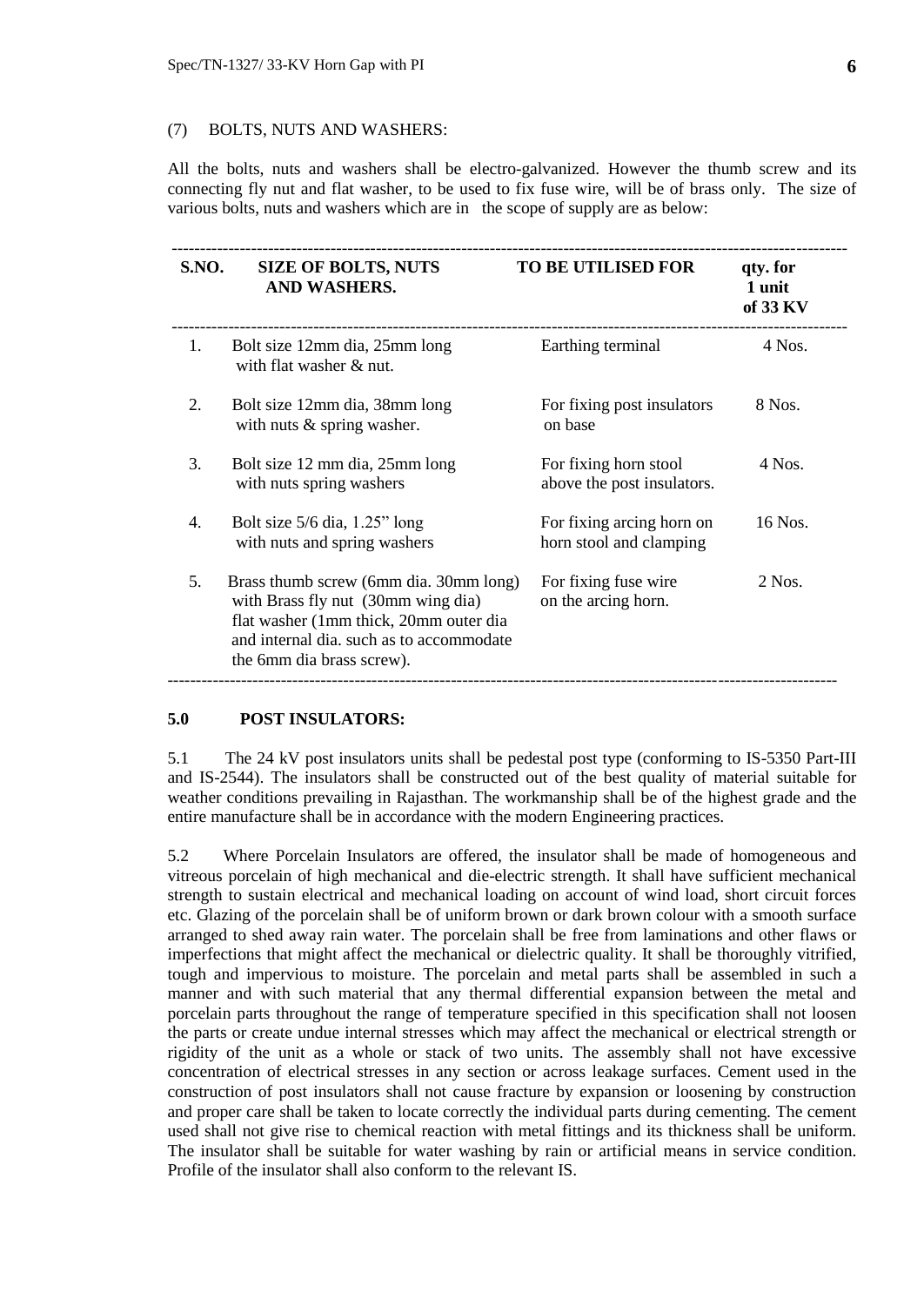(7) BOLTS, NUTS AND WASHERS:

All the bolts, nuts and washers shall be electro-galvanized. However the thumb screw and its connecting fly nut and flat washer, to be used to fix fuse wire, will be of brass only. The size of various bolts, nuts and washers which are in the scope of supply are as below:

| S.NO. | SIZE OF BOLTS, NUTS AND WASHERS. | TO BE UTILISED FOR | qty. for 1 unit of 33 KV |
|---|---|---|---|
| 1. | Bolt size 12mm dia, 25mm long with flat washer & nut. | Earthing terminal | 4 Nos. |
| 2. | Bolt size 12mm dia, 38mm long with nuts & spring washer. | For fixing post insulators on base | 8 Nos. |
| 3. | Bolt size 12 mm dia, 25mm long with nuts spring washers | For fixing horn stool above the post insulators. | 4 Nos. |
| 4. | Bolt size 5/6 dia, 1.25" long with nuts and spring washers | For fixing arcing horn on horn stool and clamping | 16 Nos. |
| 5. | Brass thumb screw (6mm dia. 30mm long) with Brass fly nut (30mm wing dia) flat washer (1mm thick, 20mm outer dia and internal dia. such as to accommodate the 6mm dia brass screw). | For fixing fuse wire on the arcing horn. | 2 Nos. |

## 5.0 POST INSULATORS:

5.1 The 24 kV post insulators units shall be pedestal post type (conforming to IS-5350 Part-III and IS-2544). The insulators shall be constructed out of the best quality of material suitable for weather conditions prevailing in Rajasthan. The workmanship shall be of the highest grade and the entire manufacture shall be in accordance with the modern Engineering practices.

5.2 Where Porcelain Insulators are offered, the insulator shall be made of homogeneous and vitreous porcelain of high mechanical and die-electric strength. It shall have sufficient mechanical strength to sustain electrical and mechanical loading on account of wind load, short circuit forces etc. Glazing of the porcelain shall be of uniform brown or dark brown colour with a smooth surface arranged to shed away rain water. The porcelain shall be free from laminations and other flaws or imperfections that might affect the mechanical or dielectric quality. It shall be thoroughly vitrified, tough and impervious to moisture. The porcelain and metal parts shall be assembled in such a manner and with such material that any thermal differential expansion between the metal and porcelain parts throughout the range of temperature specified in this specification shall not loosen the parts or create undue internal stresses which may affect the mechanical or electrical strength or rigidity of the unit as a whole or stack of two units. The assembly shall not have excessive concentration of electrical stresses in any section or across leakage surfaces. Cement used in the construction of post insulators shall not cause fracture by expansion or loosening by construction and proper care shall be taken to locate correctly the individual parts during cementing. The cement used shall not give rise to chemical reaction with metal fittings and its thickness shall be uniform. The insulator shall be suitable for water washing by rain or artificial means in service condition. Profile of the insulator shall also conform to the relevant IS.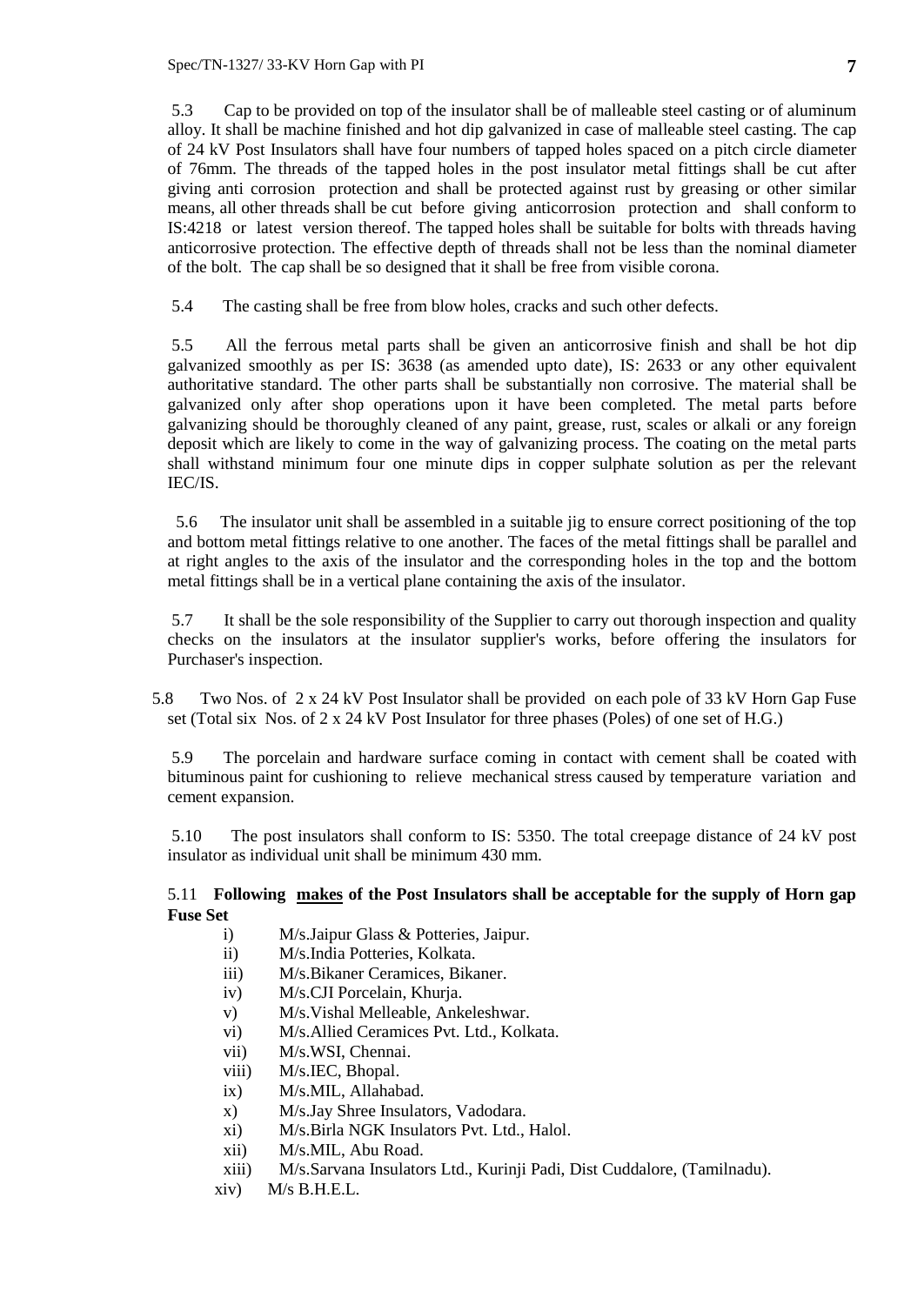5.3 Cap to be provided on top of the insulator shall be of malleable steel casting or of aluminum alloy. It shall be machine finished and hot dip galvanized in case of malleable steel casting. The cap of 24 kV Post Insulators shall have four numbers of tapped holes spaced on a pitch circle diameter of 76mm. The threads of the tapped holes in the post insulator metal fittings shall be cut after giving anti corrosion protection and shall be protected against rust by greasing or other similar means, all other threads shall be cut before giving anticorrosion protection and shall conform to IS:4218 or latest version thereof. The tapped holes shall be suitable for bolts with threads having anticorrosive protection. The effective depth of threads shall not be less than the nominal diameter of the bolt. The cap shall be so designed that it shall be free from visible corona.

5.4 The casting shall be free from blow holes, cracks and such other defects.

5.5 All the ferrous metal parts shall be given an anticorrosive finish and shall be hot dip galvanized smoothly as per IS: 3638 (as amended upto date), IS: 2633 or any other equivalent authoritative standard. The other parts shall be substantially non corrosive. The material shall be galvanized only after shop operations upon it have been completed. The metal parts before galvanizing should be thoroughly cleaned of any paint, grease, rust, scales or alkali or any foreign deposit which are likely to come in the way of galvanizing process. The coating on the metal parts shall withstand minimum four one minute dips in copper sulphate solution as per the relevant IEC/IS.

5.6 The insulator unit shall be assembled in a suitable jig to ensure correct positioning of the top and bottom metal fittings relative to one another. The faces of the metal fittings shall be parallel and at right angles to the axis of the insulator and the corresponding holes in the top and the bottom metal fittings shall be in a vertical plane containing the axis of the insulator.

5.7 It shall be the sole responsibility of the Supplier to carry out thorough inspection and quality checks on the insulators at the insulator supplier's works, before offering the insulators for Purchaser's inspection.

5.8 Two Nos. of 2 x 24 kV Post Insulator shall be provided on each pole of 33 kV Horn Gap Fuse set (Total six Nos. of 2 x 24 kV Post Insulator for three phases (Poles) of one set of H.G.)

5.9 The porcelain and hardware surface coming in contact with cement shall be coated with bituminous paint for cushioning to relieve mechanical stress caused by temperature variation and cement expansion.

5.10 The post insulators shall conform to IS: 5350. The total creepage distance of 24 kV post insulator as individual unit shall be minimum 430 mm.

5.11 **Following makes of the Post Insulators shall be acceptable for the supply of Horn gap Fuse Set**

i) M/s.Jaipur Glass & Potteries, Jaipur.
ii) M/s.India Potteries, Kolkata.
iii) M/s.Bikaner Ceramices, Bikaner.
iv) M/s.CJI Porcelain, Khurja.
v) M/s.Vishal Melleable, Ankeleshwar.
vi) M/s.Allied Ceramices Pvt. Ltd., Kolkata.
vii) M/s.WSI, Chennai.
viii) M/s.IEC, Bhopal.
ix) M/s.MIL, Allahabad.
x) M/s.Jay Shree Insulators, Vadodara.
xi) M/s.Birla NGK Insulators Pvt. Ltd., Halol.
xii) M/s.MIL, Abu Road.
xiii) M/s.Sarvana Insulators Ltd., Kurinji Padi, Dist Cuddalore, (Tamilnadu).
xiv) M/s B.H.E.L.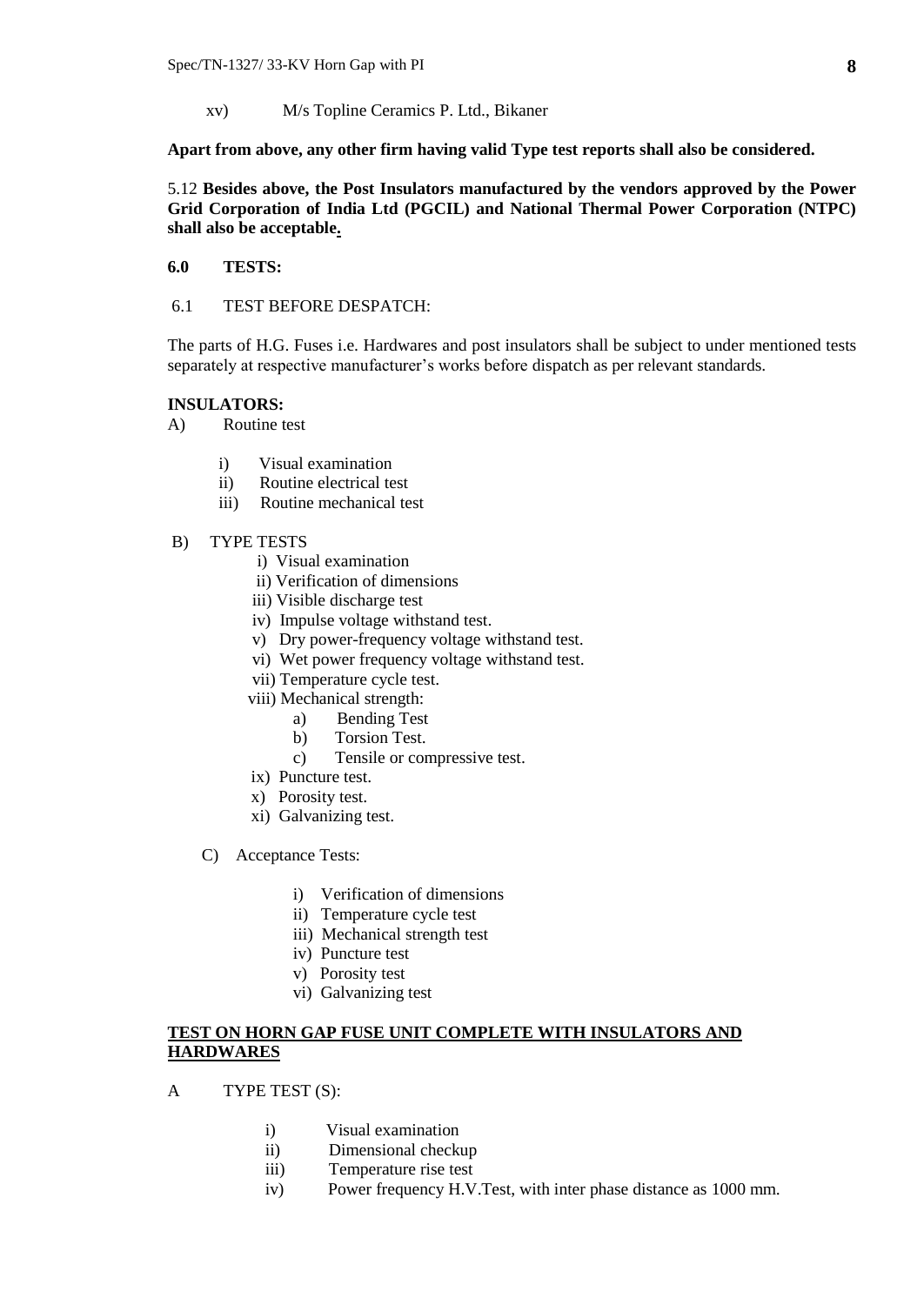xv) M/s Topline Ceramics P. Ltd., Bikaner

**Apart from above, any other firm having valid Type test reports shall also be considered.**

5.12 **Besides above, the Post Insulators manufactured by the vendors approved by the Power Grid Corporation of India Ltd (PGCIL) and National Thermal Power Corporation (NTPC) shall also be acceptable.**

**6.0 TESTS:**

6.1 TEST BEFORE DESPATCH:

The parts of H.G. Fuses i.e. Hardwares and post insulators shall be subject to under mentioned tests separately at respective manufacturer's works before dispatch as per relevant standards.

**INSULATORS:**

A) Routine test

- i) Visual examination
- ii) Routine electrical test
- iii) Routine mechanical test

B) TYPE TESTS

- i) Visual examination
- ii) Verification of dimensions
- iii) Visible discharge test
- iv) Impulse voltage withstand test.
- v) Dry power-frequency voltage withstand test.
- vi) Wet power frequency voltage withstand test.
- vii) Temperature cycle test.
- viii) Mechanical strength:
  - a) Bending Test
  - b) Torsion Test.
  - c) Tensile or compressive test.
- ix) Puncture test.
- x) Porosity test.
- xi) Galvanizing test.

C) Acceptance Tests:

- i) Verification of dimensions
- ii) Temperature cycle test
- iii) Mechanical strength test
- iv) Puncture test
- v) Porosity test
- vi) Galvanizing test

**<u>TEST ON HORN GAP FUSE UNIT COMPLETE WITH INSULATORS AND HARDWARES</u>**

A TYPE TEST (S):

- i) Visual examination
- ii) Dimensional checkup
- iii) Temperature rise test
- iv) Power frequency H.V.Test, with inter phase distance as 1000 mm.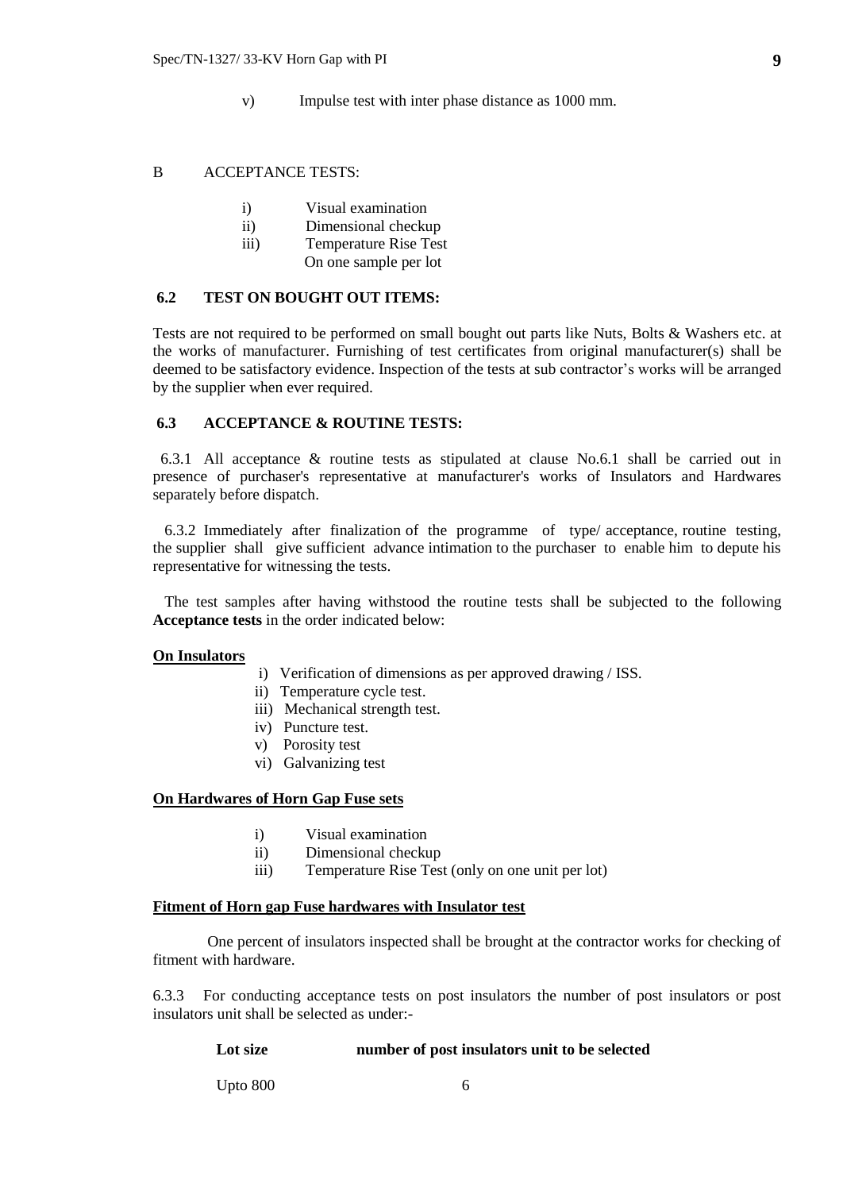v) Impulse test with inter phase distance as 1000 mm.

B ACCEPTANCE TESTS:

i) Visual examination
ii) Dimensional checkup
iii) Temperature Rise Test
On one sample per lot

### 6.2 TEST ON BOUGHT OUT ITEMS:

Tests are not required to be performed on small bought out parts like Nuts, Bolts & Washers etc. at the works of manufacturer. Furnishing of test certificates from original manufacturer(s) shall be deemed to be satisfactory evidence. Inspection of the tests at sub contractor's works will be arranged by the supplier when ever required.

### 6.3 ACCEPTANCE & ROUTINE TESTS:

6.3.1 All acceptance & routine tests as stipulated at clause No.6.1 shall be carried out in presence of purchaser's representative at manufacturer's works of Insulators and Hardwares separately before dispatch.

6.3.2 Immediately after finalization of the programme of type/ acceptance, routine testing, the supplier shall give sufficient advance intimation to the purchaser to enable him to depute his representative for witnessing the tests.

The test samples after having withstood the routine tests shall be subjected to the following **Acceptance tests** in the order indicated below:

**On Insulators**

i) Verification of dimensions as per approved drawing / ISS.
ii) Temperature cycle test.
iii) Mechanical strength test.
iv) Puncture test.
v) Porosity test
vi) Galvanizing test

**On Hardwares of Horn Gap Fuse sets**

i) Visual examination
ii) Dimensional checkup
iii) Temperature Rise Test (only on one unit per lot)

**Fitment of Horn gap Fuse hardwares with Insulator test**

One percent of insulators inspected shall be brought at the contractor works for checking of fitment with hardware.

6.3.3 For conducting acceptance tests on post insulators the number of post insulators or post insulators unit shall be selected as under:-

| Lot size | number of post insulators unit to be selected |
|---|---|
| Upto 800 | 6 |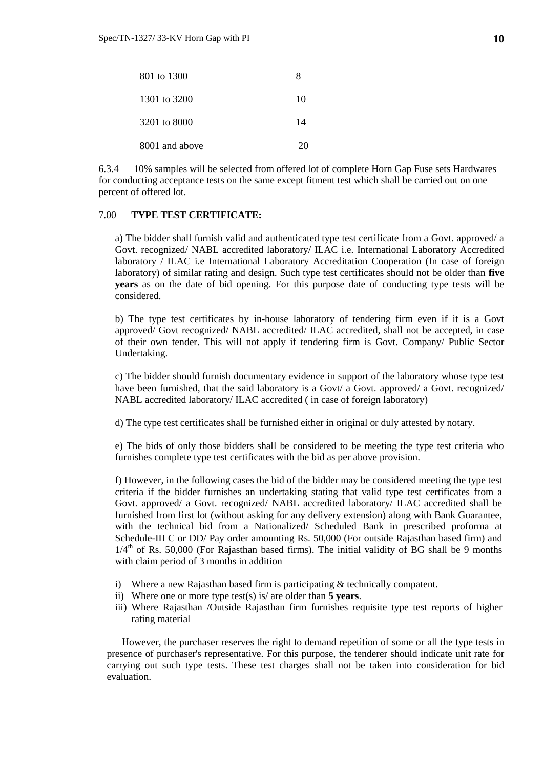| | |
|---|---|
| 801 to 1300 | 8 |
| 1301 to 3200 | 10 |
| 3201 to 8000 | 14 |
| 8001 and above | 20 |

6.3.4 10% samples will be selected from offered lot of complete Horn Gap Fuse sets Hardwares for conducting acceptance tests on the same except fitment test which shall be carried out on one percent of offered lot.

## 7.00 TYPE TEST CERTIFICATE:

a) The bidder shall furnish valid and authenticated type test certificate from a Govt. approved/ a Govt. recognized/ NABL accredited laboratory/ ILAC i.e. International Laboratory Accredited laboratory / ILAC i.e International Laboratory Accreditation Cooperation (In case of foreign laboratory) of similar rating and design. Such type test certificates should not be older than **five years** as on the date of bid opening. For this purpose date of conducting type tests will be considered.

b) The type test certificates by in-house laboratory of tendering firm even if it is a Govt approved/ Govt recognized/ NABL accredited/ ILAC accredited, shall not be accepted, in case of their own tender. This will not apply if tendering firm is Govt. Company/ Public Sector Undertaking.

c) The bidder should furnish documentary evidence in support of the laboratory whose type test have been furnished, that the said laboratory is a Govt/ a Govt. approved/ a Govt. recognized/ NABL accredited laboratory/ ILAC accredited ( in case of foreign laboratory)

d) The type test certificates shall be furnished either in original or duly attested by notary.

e) The bids of only those bidders shall be considered to be meeting the type test criteria who furnishes complete type test certificates with the bid as per above provision.

f) However, in the following cases the bid of the bidder may be considered meeting the type test criteria if the bidder furnishes an undertaking stating that valid type test certificates from a Govt. approved/ a Govt. recognized/ NABL accredited laboratory/ ILAC accredited shall be furnished from first lot (without asking for any delivery extension) along with Bank Guarantee, with the technical bid from a Nationalized/ Scheduled Bank in prescribed proforma at Schedule-III C or DD/ Pay order amounting Rs. 50,000 (For outside Rajasthan based firm) and $1/4^{th}$ of Rs. 50,000 (For Rajasthan based firms). The initial validity of BG shall be 9 months with claim period of 3 months in addition

i) Where a new Rajasthan based firm is participating & technically compatent.
ii) Where one or more type test(s) is/ are older than **5 years**.
iii) Where Rajasthan /Outside Rajasthan firm furnishes requisite type test reports of higher rating material

However, the purchaser reserves the right to demand repetition of some or all the type tests in presence of purchaser's representative. For this purpose, the tenderer should indicate unit rate for carrying out such type tests. These test charges shall not be taken into consideration for bid evaluation.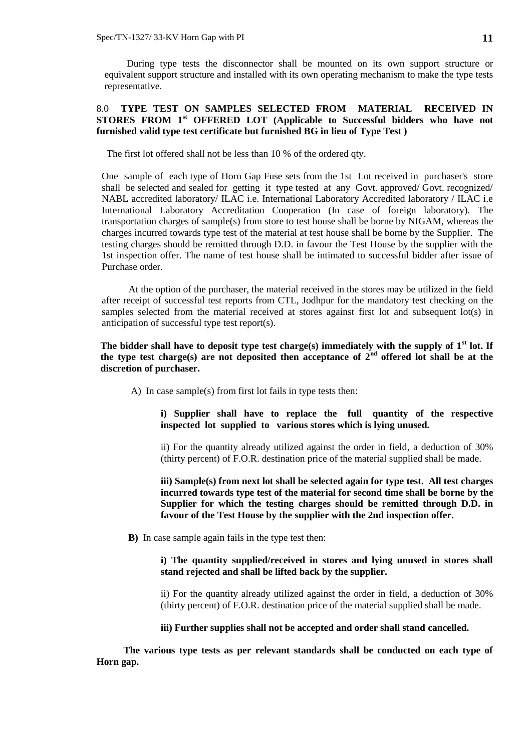During type tests the disconnector shall be mounted on its own support structure or equivalent support structure and installed with its own operating mechanism to make the type tests representative.

## 8.0 TYPE TEST ON SAMPLES SELECTED FROM MATERIAL RECEIVED IN STORES FROM 1st OFFERED LOT (Applicable to Successful bidders who have not furnished valid type test certificate but furnished BG in lieu of Type Test )

The first lot offered shall not be less than 10 % of the ordered qty.

One sample of each type of Horn Gap Fuse sets from the 1st Lot received in purchaser's store shall be selected and sealed for getting it type tested at any Govt. approved/ Govt. recognized/ NABL accredited laboratory/ ILAC i.e. International Laboratory Accredited laboratory / ILAC i.e International Laboratory Accreditation Cooperation (In case of foreign laboratory). The transportation charges of sample(s) from store to test house shall be borne by NIGAM, whereas the charges incurred towards type test of the material at test house shall be borne by the Supplier. The testing charges should be remitted through D.D. in favour the Test House by the supplier with the 1st inspection offer. The name of test house shall be intimated to successful bidder after issue of Purchase order.

At the option of the purchaser, the material received in the stores may be utilized in the field after receipt of successful test reports from CTL, Jodhpur for the mandatory test checking on the samples selected from the material received at stores against first lot and subsequent lot(s) in anticipation of successful type test report(s).

**The bidder shall have to deposit type test charge(s) immediately with the supply of 1st lot. If the type test charge(s) are not deposited then acceptance of 2nd offered lot shall be at the discretion of purchaser.**

A) In case sample(s) from first lot fails in type tests then:

**i) Supplier shall have to replace the full quantity of the respective inspected lot supplied to various stores which is lying unused.**

ii) For the quantity already utilized against the order in field, a deduction of 30% (thirty percent) of F.O.R. destination price of the material supplied shall be made.

**iii) Sample(s) from next lot shall be selected again for type test. All test charges incurred towards type test of the material for second time shall be borne by the Supplier for which the testing charges should be remitted through D.D. in favour of the Test House by the supplier with the 2nd inspection offer.**

**B)** In case sample again fails in the type test then:

**i) The quantity supplied/received in stores and lying unused in stores shall stand rejected and shall be lifted back by the supplier.**

ii) For the quantity already utilized against the order in field, a deduction of 30% (thirty percent) of F.O.R. destination price of the material supplied shall be made.

**iii) Further supplies shall not be accepted and order shall stand cancelled.**

**The various type tests as per relevant standards shall be conducted on each type of Horn gap.**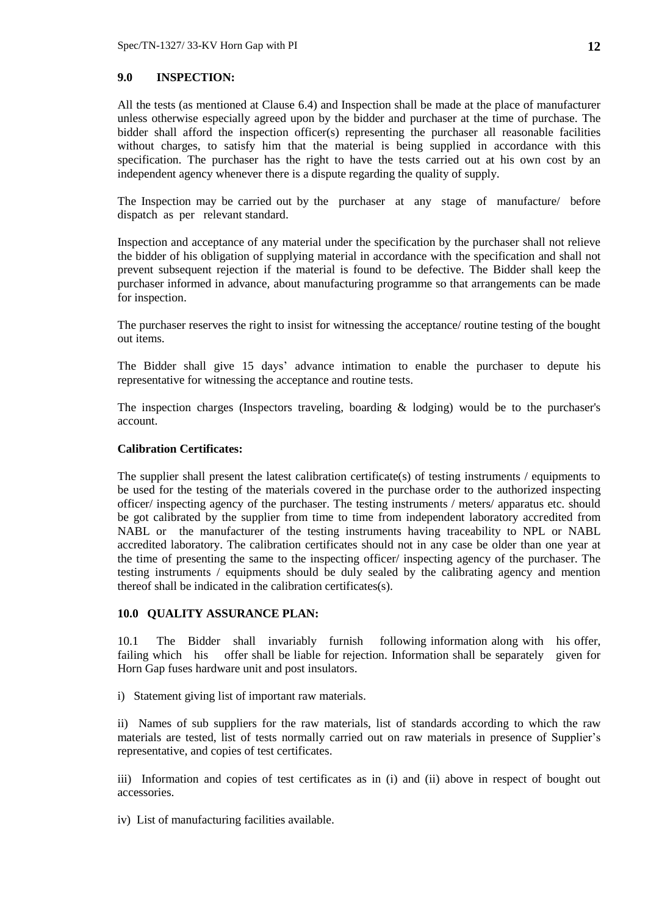## 9.0 INSPECTION:

All the tests (as mentioned at Clause 6.4) and Inspection shall be made at the place of manufacturer unless otherwise especially agreed upon by the bidder and purchaser at the time of purchase. The bidder shall afford the inspection officer(s) representing the purchaser all reasonable facilities without charges, to satisfy him that the material is being supplied in accordance with this specification. The purchaser has the right to have the tests carried out at his own cost by an independent agency whenever there is a dispute regarding the quality of supply.

The Inspection may be carried out by the purchaser at any stage of manufacture/ before dispatch as per relevant standard.

Inspection and acceptance of any material under the specification by the purchaser shall not relieve the bidder of his obligation of supplying material in accordance with the specification and shall not prevent subsequent rejection if the material is found to be defective. The Bidder shall keep the purchaser informed in advance, about manufacturing programme so that arrangements can be made for inspection.

The purchaser reserves the right to insist for witnessing the acceptance/ routine testing of the bought out items.

The Bidder shall give 15 days' advance intimation to enable the purchaser to depute his representative for witnessing the acceptance and routine tests.

The inspection charges (Inspectors traveling, boarding & lodging) would be to the purchaser's account.

**Calibration Certificates:**

The supplier shall present the latest calibration certificate(s) of testing instruments / equipments to be used for the testing of the materials covered in the purchase order to the authorized inspecting officer/ inspecting agency of the purchaser. The testing instruments / meters/ apparatus etc. should be got calibrated by the supplier from time to time from independent laboratory accredited from NABL or the manufacturer of the testing instruments having traceability to NPL or NABL accredited laboratory. The calibration certificates should not in any case be older than one year at the time of presenting the same to the inspecting officer/ inspecting agency of the purchaser. The testing instruments / equipments should be duly sealed by the calibrating agency and mention thereof shall be indicated in the calibration certificates(s).

## 10.0 QUALITY ASSURANCE PLAN:

10.1 The Bidder shall invariably furnish following information along with his offer, failing which his offer shall be liable for rejection. Information shall be separately given for Horn Gap fuses hardware unit and post insulators.

i) Statement giving list of important raw materials.

ii) Names of sub suppliers for the raw materials, list of standards according to which the raw materials are tested, list of tests normally carried out on raw materials in presence of Supplier's representative, and copies of test certificates.

iii) Information and copies of test certificates as in (i) and (ii) above in respect of bought out accessories.

iv) List of manufacturing facilities available.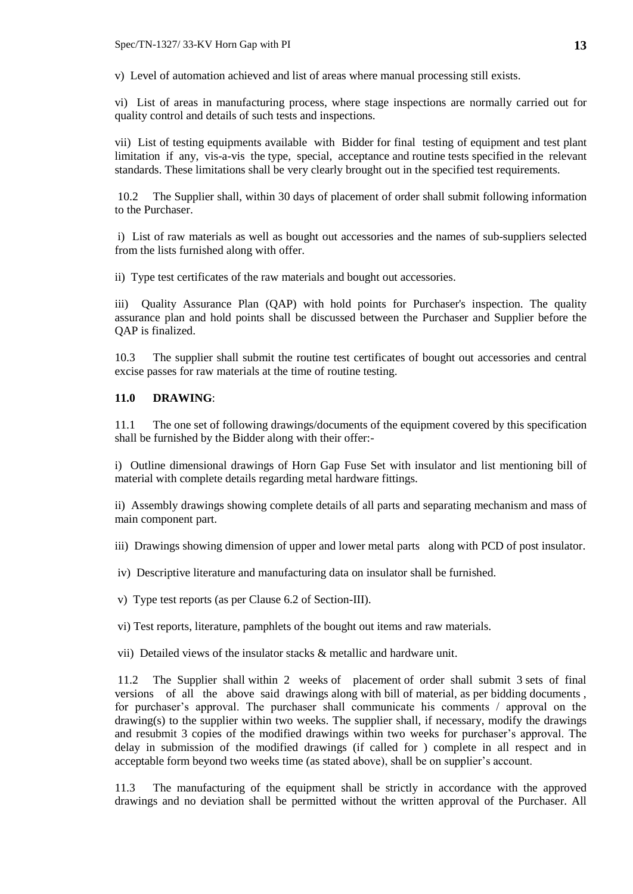v) Level of automation achieved and list of areas where manual processing still exists.

vi) List of areas in manufacturing process, where stage inspections are normally carried out for quality control and details of such tests and inspections.

vii) List of testing equipments available with Bidder for final testing of equipment and test plant limitation if any, vis-a-vis the type, special, acceptance and routine tests specified in the relevant standards. These limitations shall be very clearly brought out in the specified test requirements.

10.2 The Supplier shall, within 30 days of placement of order shall submit following information to the Purchaser.

i) List of raw materials as well as bought out accessories and the names of sub-suppliers selected from the lists furnished along with offer.

ii) Type test certificates of the raw materials and bought out accessories.

iii) Quality Assurance Plan (QAP) with hold points for Purchaser's inspection. The quality assurance plan and hold points shall be discussed between the Purchaser and Supplier before the QAP is finalized.

10.3 The supplier shall submit the routine test certificates of bought out accessories and central excise passes for raw materials at the time of routine testing.

**11.0 DRAWING**:

11.1 The one set of following drawings/documents of the equipment covered by this specification shall be furnished by the Bidder along with their offer:-

i) Outline dimensional drawings of Horn Gap Fuse Set with insulator and list mentioning bill of material with complete details regarding metal hardware fittings.

ii) Assembly drawings showing complete details of all parts and separating mechanism and mass of main component part.

iii) Drawings showing dimension of upper and lower metal parts along with PCD of post insulator.

iv) Descriptive literature and manufacturing data on insulator shall be furnished.

v) Type test reports (as per Clause 6.2 of Section-III).

vi) Test reports, literature, pamphlets of the bought out items and raw materials.

vii) Detailed views of the insulator stacks & metallic and hardware unit.

11.2 The Supplier shall within 2 weeks of placement of order shall submit 3 sets of final versions of all the above said drawings along with bill of material, as per bidding documents , for purchaser's approval. The purchaser shall communicate his comments / approval on the drawing(s) to the supplier within two weeks. The supplier shall, if necessary, modify the drawings and resubmit 3 copies of the modified drawings within two weeks for purchaser's approval. The delay in submission of the modified drawings (if called for ) complete in all respect and in acceptable form beyond two weeks time (as stated above), shall be on supplier's account.

11.3 The manufacturing of the equipment shall be strictly in accordance with the approved drawings and no deviation shall be permitted without the written approval of the Purchaser. All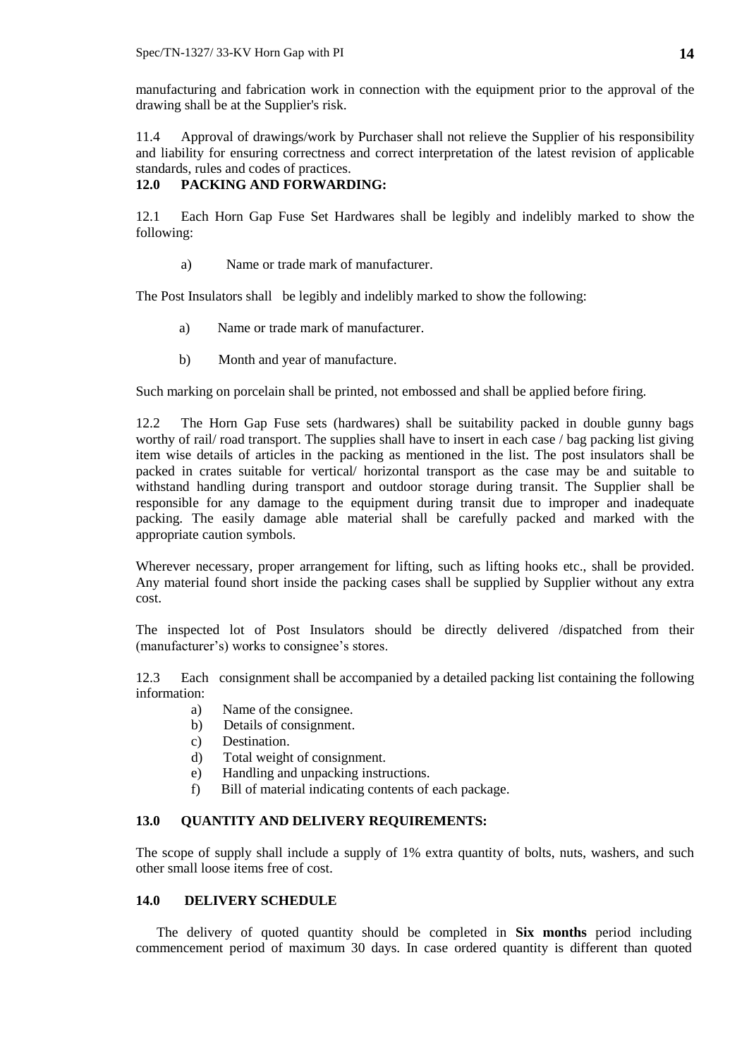manufacturing and fabrication work in connection with the equipment prior to the approval of the drawing shall be at the Supplier's risk.

11.4 Approval of drawings/work by Purchaser shall not relieve the Supplier of his responsibility and liability for ensuring correctness and correct interpretation of the latest revision of applicable standards, rules and codes of practices.

## 12.0 PACKING AND FORWARDING:

12.1 Each Horn Gap Fuse Set Hardwares shall be legibly and indelibly marked to show the following:

a) Name or trade mark of manufacturer.

The Post Insulators shall be legibly and indelibly marked to show the following:

a) Name or trade mark of manufacturer.

b) Month and year of manufacture.

Such marking on porcelain shall be printed, not embossed and shall be applied before firing.

12.2 The Horn Gap Fuse sets (hardwares) shall be suitability packed in double gunny bags worthy of rail/ road transport. The supplies shall have to insert in each case / bag packing list giving item wise details of articles in the packing as mentioned in the list. The post insulators shall be packed in crates suitable for vertical/ horizontal transport as the case may be and suitable to withstand handling during transport and outdoor storage during transit. The Supplier shall be responsible for any damage to the equipment during transit due to improper and inadequate packing. The easily damage able material shall be carefully packed and marked with the appropriate caution symbols.

Wherever necessary, proper arrangement for lifting, such as lifting hooks etc., shall be provided. Any material found short inside the packing cases shall be supplied by Supplier without any extra cost.

The inspected lot of Post Insulators should be directly delivered /dispatched from their (manufacturer's) works to consignee's stores.

12.3 Each consignment shall be accompanied by a detailed packing list containing the following information:

a) Name of the consignee.
b) Details of consignment.
c) Destination.
d) Total weight of consignment.
e) Handling and unpacking instructions.
f) Bill of material indicating contents of each package.

## 13.0 QUANTITY AND DELIVERY REQUIREMENTS:

The scope of supply shall include a supply of 1% extra quantity of bolts, nuts, washers, and such other small loose items free of cost.

## 14.0 DELIVERY SCHEDULE

The delivery of quoted quantity should be completed in **Six months** period including commencement period of maximum 30 days. In case ordered quantity is different than quoted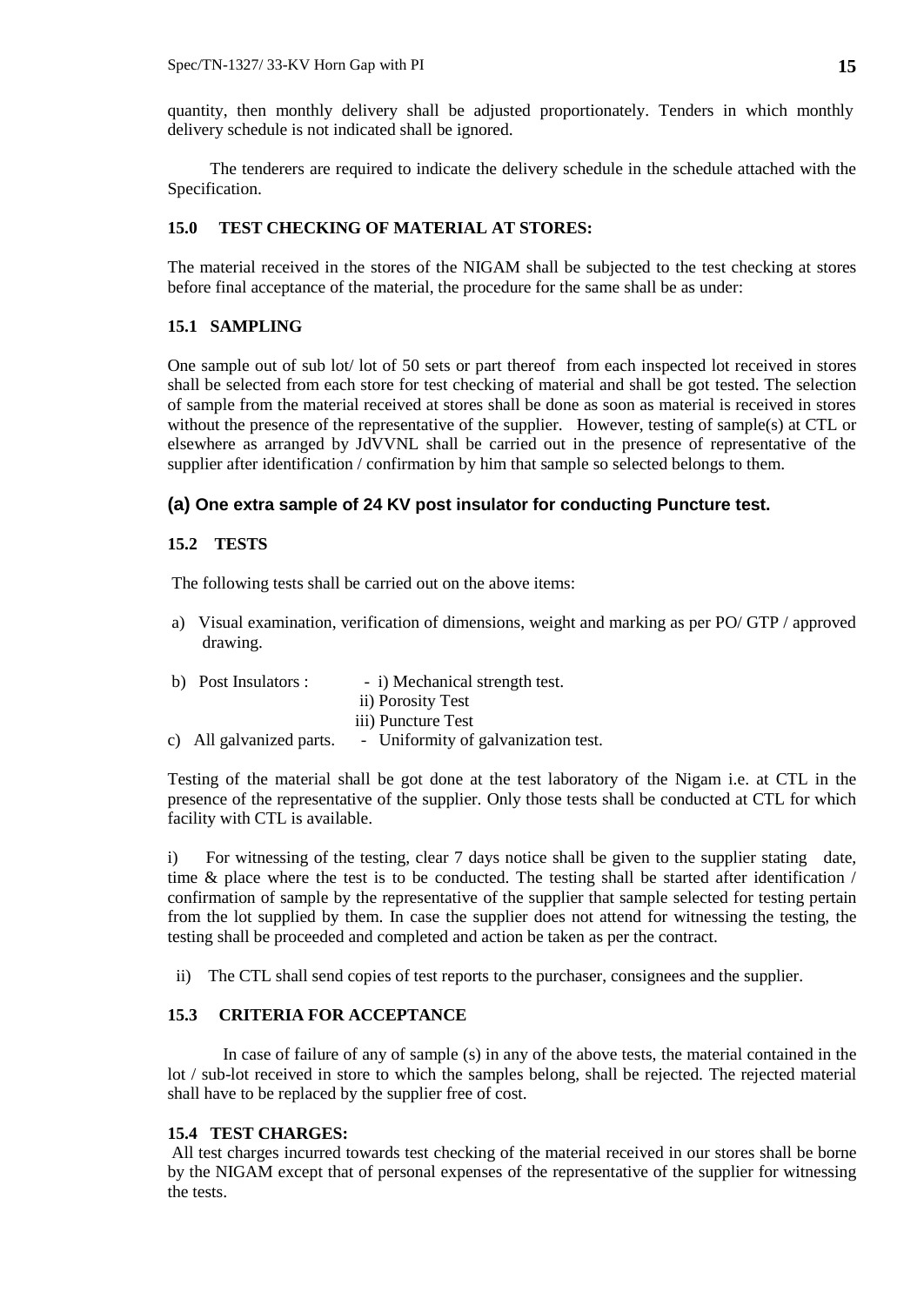quantity, then monthly delivery shall be adjusted proportionately. Tenders in which monthly delivery schedule is not indicated shall be ignored.

The tenderers are required to indicate the delivery schedule in the schedule attached with the Specification.

### 15.0 TEST CHECKING OF MATERIAL AT STORES:

The material received in the stores of the NIGAM shall be subjected to the test checking at stores before final acceptance of the material, the procedure for the same shall be as under:

### 15.1 SAMPLING

One sample out of sub lot/ lot of 50 sets or part thereof from each inspected lot received in stores shall be selected from each store for test checking of material and shall be got tested. The selection of sample from the material received at stores shall be done as soon as material is received in stores without the presence of the representative of the supplier. However, testing of sample(s) at CTL or elsewhere as arranged by JdVVNL shall be carried out in the presence of representative of the supplier after identification / confirmation by him that sample so selected belongs to them.

**(a) One extra sample of 24 KV post insulator for conducting Puncture test.**

### 15.2 TESTS

The following tests shall be carried out on the above items:

a) Visual examination, verification of dimensions, weight and marking as per PO/ GTP / approved drawing.

b) Post Insulators : - i) Mechanical strength test.
   ii) Porosity Test
   iii) Puncture Test

c) All galvanized parts. - Uniformity of galvanization test.

Testing of the material shall be got done at the test laboratory of the Nigam i.e. at CTL in the presence of the representative of the supplier. Only those tests shall be conducted at CTL for which facility with CTL is available.

i) For witnessing of the testing, clear 7 days notice shall be given to the supplier stating date, time & place where the test is to be conducted. The testing shall be started after identification / confirmation of sample by the representative of the supplier that sample selected for testing pertain from the lot supplied by them. In case the supplier does not attend for witnessing the testing, the testing shall be proceeded and completed and action be taken as per the contract.

ii) The CTL shall send copies of test reports to the purchaser, consignees and the supplier.

### 15.3 CRITERIA FOR ACCEPTANCE

In case of failure of any of sample (s) in any of the above tests, the material contained in the lot / sub-lot received in store to which the samples belong, shall be rejected. The rejected material shall have to be replaced by the supplier free of cost.

### 15.4 TEST CHARGES:

All test charges incurred towards test checking of the material received in our stores shall be borne by the NIGAM except that of personal expenses of the representative of the supplier for witnessing the tests.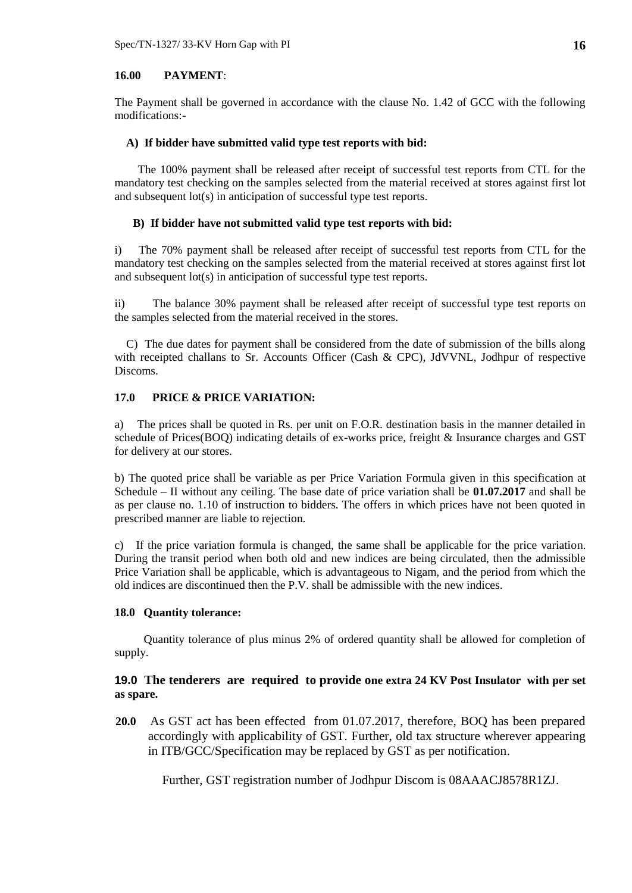**16.00 PAYMENT**:

The Payment shall be governed in accordance with the clause No. 1.42 of GCC with the following modifications:-

**A) If bidder have submitted valid type test reports with bid:**

The 100% payment shall be released after receipt of successful test reports from CTL for the mandatory test checking on the samples selected from the material received at stores against first lot and subsequent lot(s) in anticipation of successful type test reports.

**B) If bidder have not submitted valid type test reports with bid:**

i) The 70% payment shall be released after receipt of successful test reports from CTL for the mandatory test checking on the samples selected from the material received at stores against first lot and subsequent lot(s) in anticipation of successful type test reports.

ii) The balance 30% payment shall be released after receipt of successful type test reports on the samples selected from the material received in the stores.

C) The due dates for payment shall be considered from the date of submission of the bills along with receipted challans to Sr. Accounts Officer (Cash & CPC), JdVVNL, Jodhpur of respective Discoms.

**17.0 PRICE & PRICE VARIATION:**

a) The prices shall be quoted in Rs. per unit on F.O.R. destination basis in the manner detailed in schedule of Prices(BOQ) indicating details of ex-works price, freight & Insurance charges and GST for delivery at our stores.

b) The quoted price shall be variable as per Price Variation Formula given in this specification at Schedule – II without any ceiling. The base date of price variation shall be **01.07.2017** and shall be as per clause no. 1.10 of instruction to bidders. The offers in which prices have not been quoted in prescribed manner are liable to rejection.

c) If the price variation formula is changed, the same shall be applicable for the price variation. During the transit period when both old and new indices are being circulated, then the admissible Price Variation shall be applicable, which is advantageous to Nigam, and the period from which the old indices are discontinued then the P.V. shall be admissible with the new indices.

**18.0 Quantity tolerance:**

Quantity tolerance of plus minus 2% of ordered quantity shall be allowed for completion of supply.

**19.0 The tenderers are required to provide one extra 24 KV Post Insulator with per set as spare.**

**20.0** As GST act has been effected from 01.07.2017, therefore, BOQ has been prepared accordingly with applicability of GST. Further, old tax structure wherever appearing in ITB/GCC/Specification may be replaced by GST as per notification.

Further, GST registration number of Jodhpur Discom is 08AAACJ8578R1ZJ.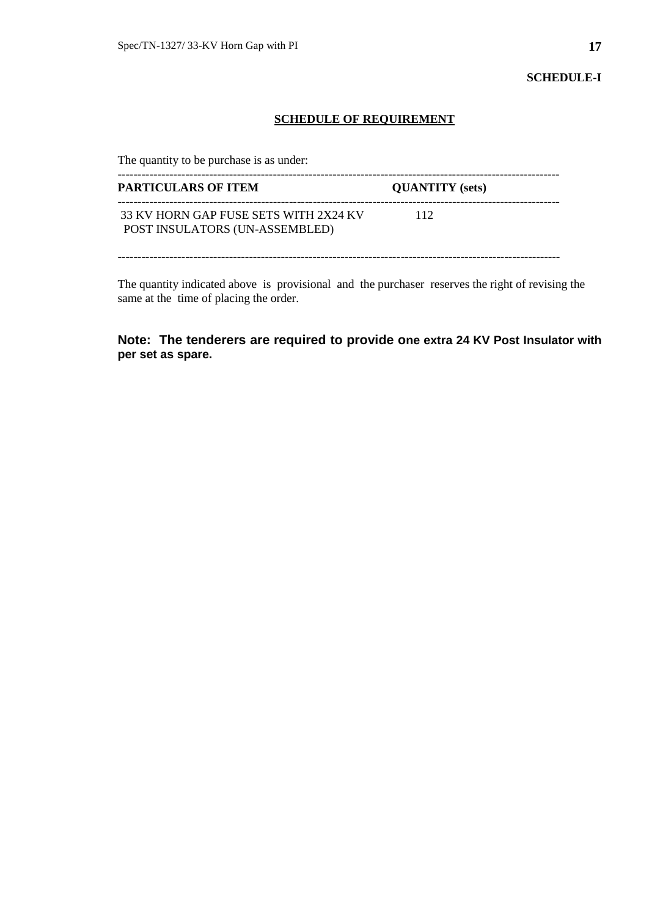**SCHEDULE-I**

## SCHEDULE OF REQUIREMENT

The quantity to be purchase is as under:

| PARTICULARS OF ITEM | QUANTITY (sets) |
| --- | --- |
| 33 KV HORN GAP FUSE SETS WITH 2X24 KV POST INSULATORS (UN-ASSEMBLED) | 112 |

The quantity indicated above is provisional and the purchaser reserves the right of revising the same at the time of placing the order.

**Note: The tenderers are required to provide one extra 24 KV Post Insulator with per set as spare.**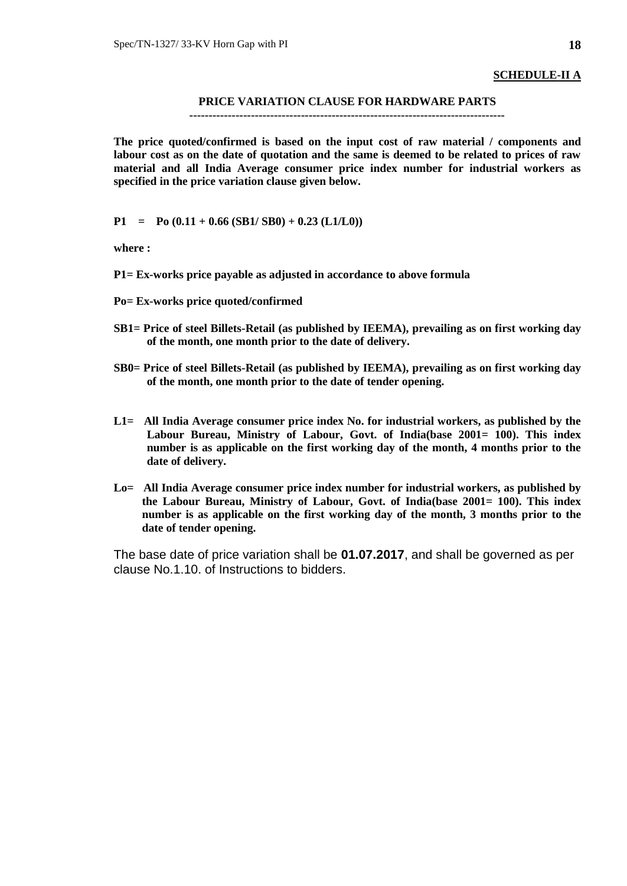**SCHEDULE-II A**

## PRICE VARIATION CLAUSE FOR HARDWARE PARTS

---

**The price quoted/confirmed is based on the input cost of raw material / components and labour cost as on the date of quotation and the same is deemed to be related to prices of raw material and all India Average consumer price index number for industrial workers as specified in the price variation clause given below.**

$$P1 = Po\,(0.11 + 0.66\,(SB1/SB0) + 0.23\,(L1/L0))$$

**where :**

**P1= Ex-works price payable as adjusted in accordance to above formula**

**Po= Ex-works price quoted/confirmed**

**SB1= Price of steel Billets-Retail (as published by IEEMA), prevailing as on first working day of the month, one month prior to the date of delivery.**

**SB0= Price of steel Billets-Retail (as published by IEEMA), prevailing as on first working day of the month, one month prior to the date of tender opening.**

**L1= All India Average consumer price index No. for industrial workers, as published by the Labour Bureau, Ministry of Labour, Govt. of India(base 2001= 100). This index number is as applicable on the first working day of the month, 4 months prior to the date of delivery.**

**Lo= All India Average consumer price index number for industrial workers, as published by the Labour Bureau, Ministry of Labour, Govt. of India(base 2001= 100). This index number is as applicable on the first working day of the month, 3 months prior to the date of tender opening.**

The base date of price variation shall be **01.07.2017**, and shall be governed as per clause No.1.10. of Instructions to bidders.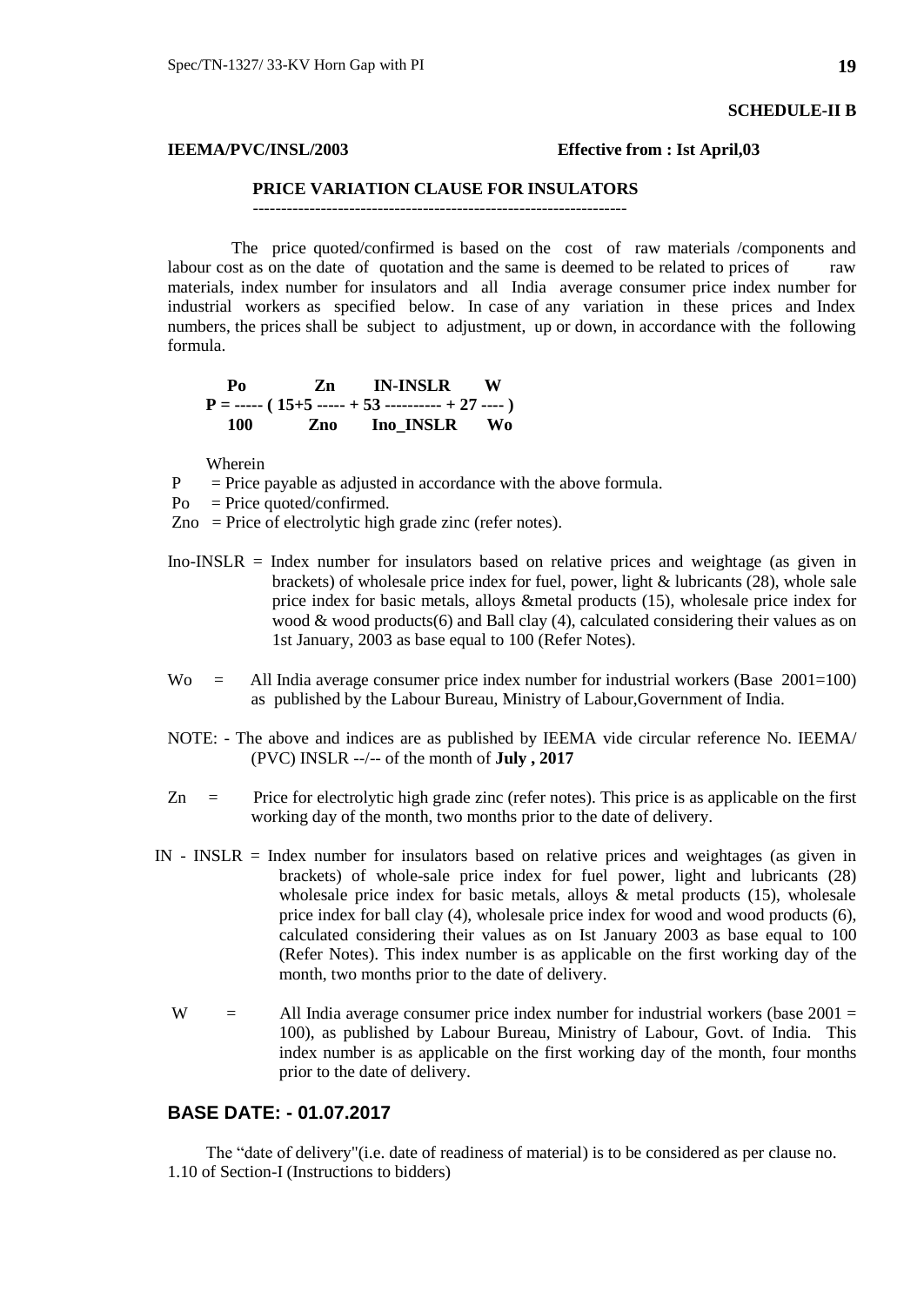**SCHEDULE-II B**

**IEEMA/PVC/INSL/2003** **Effective from : Ist April,03**

## PRICE VARIATION CLAUSE FOR INSULATORS

The price quoted/confirmed is based on the cost of raw materials /components and labour cost as on the date of quotation and the same is deemed to be related to prices of raw materials, index number for insulators and all India average consumer price index number for industrial workers as specified below. In case of any variation in these prices and Index numbers, the prices shall be subject to adjustment, up or down, in accordance with the following formula.

$$P = \frac{Po}{100} \left( 15 + 5 \frac{Zn}{Zno} + 53 \frac{IN\text{-}INSLR}{Ino\_INSLR} + 27 \frac{W}{Wo} \right)$$

Wherein

P = Price payable as adjusted in accordance with the above formula.

Po = Price quoted/confirmed.

Zno = Price of electrolytic high grade zinc (refer notes).

Ino-INSLR = Index number for insulators based on relative prices and weightage (as given in brackets) of wholesale price index for fuel, power, light & lubricants (28), whole sale price index for basic metals, alloys &metal products (15), wholesale price index for wood & wood products(6) and Ball clay (4), calculated considering their values as on 1st January, 2003 as base equal to 100 (Refer Notes).

Wo = All India average consumer price index number for industrial workers (Base 2001=100) as published by the Labour Bureau, Ministry of Labour,Government of India.

NOTE: - The above and indices are as published by IEEMA vide circular reference No. IEEMA/ (PVC) INSLR --/-- of the month of **July , 2017**

Zn = Price for electrolytic high grade zinc (refer notes). This price is as applicable on the first working day of the month, two months prior to the date of delivery.

IN - INSLR = Index number for insulators based on relative prices and weightages (as given in brackets) of whole-sale price index for fuel power, light and lubricants (28) wholesale price index for basic metals, alloys & metal products (15), wholesale price index for ball clay (4), wholesale price index for wood and wood products (6), calculated considering their values as on Ist January 2003 as base equal to 100 (Refer Notes). This index number is as applicable on the first working day of the month, two months prior to the date of delivery.

W = All India average consumer price index number for industrial workers (base 2001 = 100), as published by Labour Bureau, Ministry of Labour, Govt. of India. This index number is as applicable on the first working day of the month, four months prior to the date of delivery.

## BASE DATE: - 01.07.2017

The "date of delivery"(i.e. date of readiness of material) is to be considered as per clause no. 1.10 of Section-I (Instructions to bidders)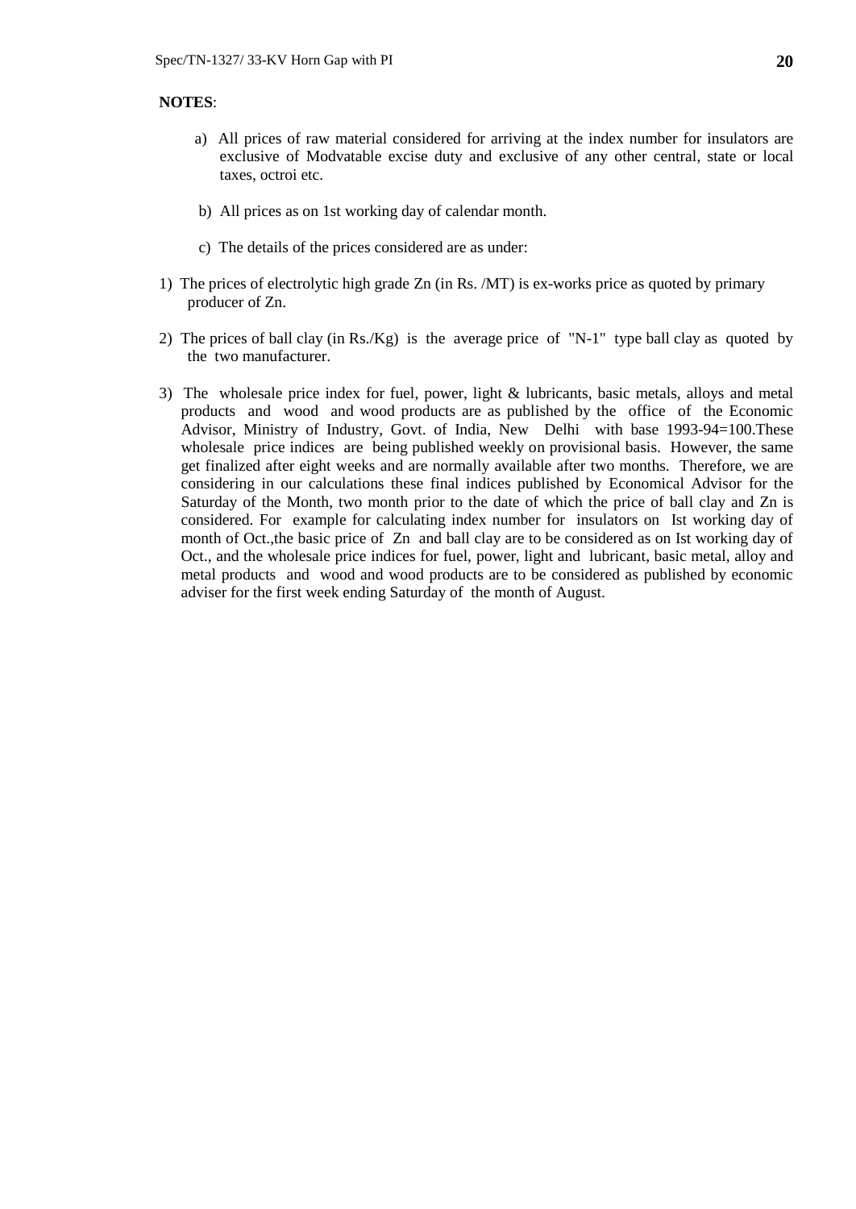**NOTES**:

a) All prices of raw material considered for arriving at the index number for insulators are exclusive of Modvatable excise duty and exclusive of any other central, state or local taxes, octroi etc.

b) All prices as on 1st working day of calendar month.

c) The details of the prices considered are as under:

1) The prices of electrolytic high grade Zn (in Rs. /MT) is ex-works price as quoted by primary producer of Zn.

2) The prices of ball clay (in Rs./Kg) is the average price of "N-1" type ball clay as quoted by the two manufacturer.

3) The wholesale price index for fuel, power, light & lubricants, basic metals, alloys and metal products and wood and wood products are as published by the office of the Economic Advisor, Ministry of Industry, Govt. of India, New Delhi with base 1993-94=100.These wholesale price indices are being published weekly on provisional basis. However, the same get finalized after eight weeks and are normally available after two months. Therefore, we are considering in our calculations these final indices published by Economical Advisor for the Saturday of the Month, two month prior to the date of which the price of ball clay and Zn is considered. For example for calculating index number for insulators on Ist working day of month of Oct.,the basic price of Zn and ball clay are to be considered as on Ist working day of Oct., and the wholesale price indices for fuel, power, light and lubricant, basic metal, alloy and metal products and wood and wood products are to be considered as published by economic adviser for the first week ending Saturday of the month of August.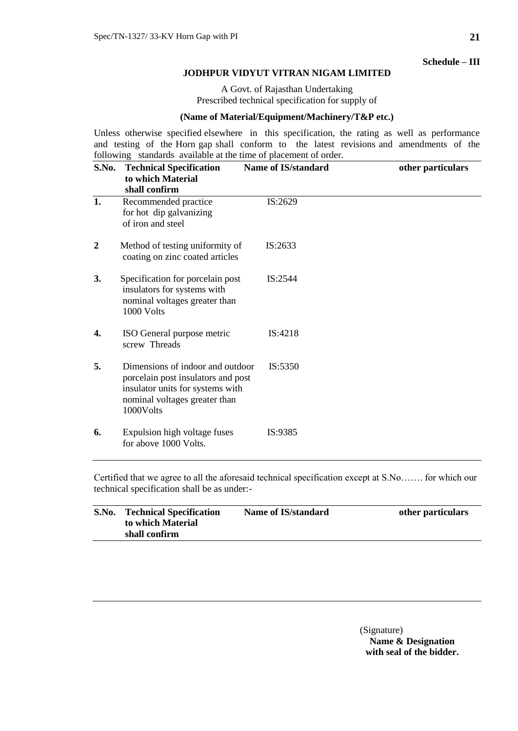**Schedule – III**

**JODHPUR VIDYUT VITRAN NIGAM LIMITED**

A Govt. of Rajasthan Undertaking
Prescribed technical specification for supply of

**(Name of Material/Equipment/Machinery/T&P etc.)**

Unless otherwise specified elsewhere in this specification, the rating as well as performance and testing of the Horn gap shall conform to the latest revisions and amendments of the following standards available at the time of placement of order.

| S.No. | Technical Specification to which Material shall confirm | Name of IS/standard | other particulars |
|---|---|---|---|
| 1. | Recommended practice for hot dip galvanizing of iron and steel | IS:2629 | |
| 2 | Method of testing uniformity of coating on zinc coated articles | IS:2633 | |
| 3. | Specification for porcelain post insulators for systems with nominal voltages greater than 1000 Volts | IS:2544 | |
| 4. | ISO General purpose metric screw Threads | IS:4218 | |
| 5. | Dimensions of indoor and outdoor porcelain post insulators and post insulator units for systems with nominal voltages greater than 1000Volts | IS:5350 | |
| 6. | Expulsion high voltage fuses for above 1000 Volts. | IS:9385 | |

Certified that we agree to all the aforesaid technical specification except at S.No……. for which our technical specification shall be as under:-

| S.No. | Technical Specification to which Material shall confirm | Name of IS/standard | other particulars |
|---|---|---|---|
| | | | |

(Signature)
**Name & Designation with seal of the bidder.**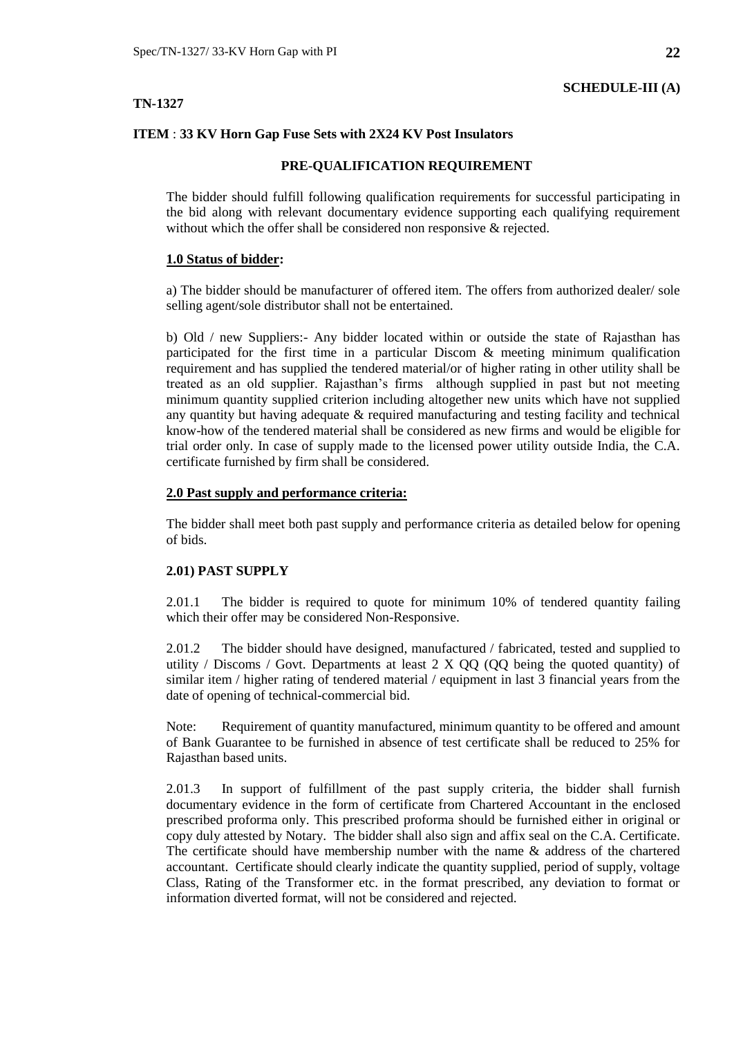**SCHEDULE-III (A)**

**TN-1327**

**ITEM** : **33 KV Horn Gap Fuse Sets with 2X24 KV Post Insulators**

## PRE-QUALIFICATION REQUIREMENT

The bidder should fulfill following qualification requirements for successful participating in the bid along with relevant documentary evidence supporting each qualifying requirement without which the offer shall be considered non responsive & rejected.

### 1.0 Status of bidder:

a) The bidder should be manufacturer of offered item. The offers from authorized dealer/ sole selling agent/sole distributor shall not be entertained.

b) Old / new Suppliers:- Any bidder located within or outside the state of Rajasthan has participated for the first time in a particular Discom & meeting minimum qualification requirement and has supplied the tendered material/or of higher rating in other utility shall be treated as an old supplier. Rajasthan's firms although supplied in past but not meeting minimum quantity supplied criterion including altogether new units which have not supplied any quantity but having adequate & required manufacturing and testing facility and technical know-how of the tendered material shall be considered as new firms and would be eligible for trial order only. In case of supply made to the licensed power utility outside India, the C.A. certificate furnished by firm shall be considered.

### 2.0 Past supply and performance criteria:

The bidder shall meet both past supply and performance criteria as detailed below for opening of bids.

#### 2.01) PAST SUPPLY

2.01.1 The bidder is required to quote for minimum 10% of tendered quantity failing which their offer may be considered Non-Responsive.

2.01.2 The bidder should have designed, manufactured / fabricated, tested and supplied to utility / Discoms / Govt. Departments at least 2 X QQ (QQ being the quoted quantity) of similar item / higher rating of tendered material / equipment in last 3 financial years from the date of opening of technical-commercial bid.

Note: Requirement of quantity manufactured, minimum quantity to be offered and amount of Bank Guarantee to be furnished in absence of test certificate shall be reduced to 25% for Rajasthan based units.

2.01.3 In support of fulfillment of the past supply criteria, the bidder shall furnish documentary evidence in the form of certificate from Chartered Accountant in the enclosed prescribed proforma only. This prescribed proforma should be furnished either in original or copy duly attested by Notary. The bidder shall also sign and affix seal on the C.A. Certificate. The certificate should have membership number with the name & address of the chartered accountant. Certificate should clearly indicate the quantity supplied, period of supply, voltage Class, Rating of the Transformer etc. in the format prescribed, any deviation to format or information diverted format, will not be considered and rejected.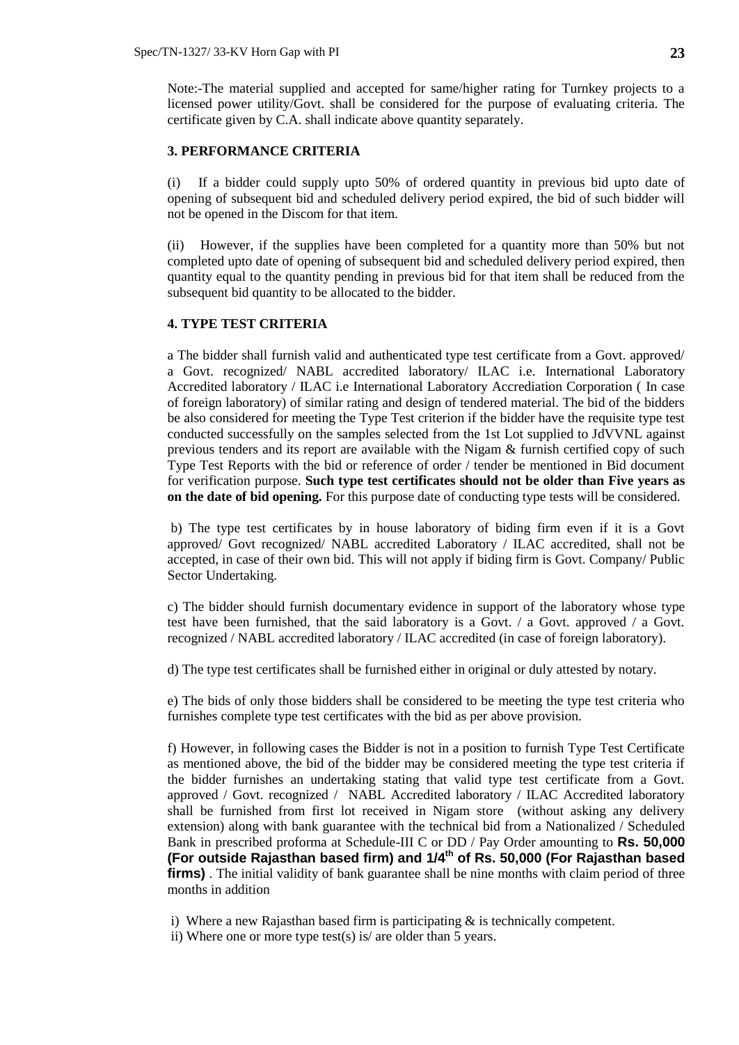Note:-The material supplied and accepted for same/higher rating for Turnkey projects to a licensed power utility/Govt. shall be considered for the purpose of evaluating criteria. The certificate given by C.A. shall indicate above quantity separately.

### 3. PERFORMANCE CRITERIA

(i) If a bidder could supply upto 50% of ordered quantity in previous bid upto date of opening of subsequent bid and scheduled delivery period expired, the bid of such bidder will not be opened in the Discom for that item.

(ii) However, if the supplies have been completed for a quantity more than 50% but not completed upto date of opening of subsequent bid and scheduled delivery period expired, then quantity equal to the quantity pending in previous bid for that item shall be reduced from the subsequent bid quantity to be allocated to the bidder.

### 4. TYPE TEST CRITERIA

a The bidder shall furnish valid and authenticated type test certificate from a Govt. approved/ a Govt. recognized/ NABL accredited laboratory/ ILAC i.e. International Laboratory Accredited laboratory / ILAC i.e International Laboratory Accrediation Corporation ( In case of foreign laboratory) of similar rating and design of tendered material. The bid of the bidders be also considered for meeting the Type Test criterion if the bidder have the requisite type test conducted successfully on the samples selected from the 1st Lot supplied to JdVVNL against previous tenders and its report are available with the Nigam & furnish certified copy of such Type Test Reports with the bid or reference of order / tender be mentioned in Bid document for verification purpose. **Such type test certificates should not be older than Five years as on the date of bid opening.** For this purpose date of conducting type tests will be considered.

b) The type test certificates by in house laboratory of biding firm even if it is a Govt approved/ Govt recognized/ NABL accredited Laboratory / ILAC accredited, shall not be accepted, in case of their own bid. This will not apply if biding firm is Govt. Company/ Public Sector Undertaking.

c) The bidder should furnish documentary evidence in support of the laboratory whose type test have been furnished, that the said laboratory is a Govt. / a Govt. approved / a Govt. recognized / NABL accredited laboratory / ILAC accredited (in case of foreign laboratory).

d) The type test certificates shall be furnished either in original or duly attested by notary.

e) The bids of only those bidders shall be considered to be meeting the type test criteria who furnishes complete type test certificates with the bid as per above provision.

f) However, in following cases the Bidder is not in a position to furnish Type Test Certificate as mentioned above, the bid of the bidder may be considered meeting the type test criteria if the bidder furnishes an undertaking stating that valid type test certificate from a Govt. approved / Govt. recognized / NABL Accredited laboratory / ILAC Accredited laboratory shall be furnished from first lot received in Nigam store (without asking any delivery extension) along with bank guarantee with the technical bid from a Nationalized / Scheduled Bank in prescribed proforma at Schedule-III C or DD / Pay Order amounting to **Rs. 50,000 (For outside Rajasthan based firm) and 1/4th of Rs. 50,000 (For Rajasthan based firms)** . The initial validity of bank guarantee shall be nine months with claim period of three months in addition

i) Where a new Rajasthan based firm is participating & is technically competent.
ii) Where one or more type test(s) is/ are older than 5 years.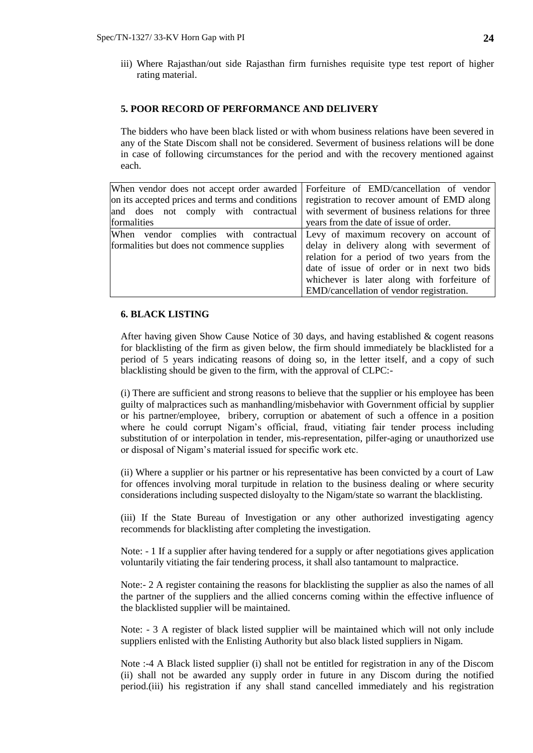iii) Where Rajasthan/out side Rajasthan firm furnishes requisite type test report of higher rating material.

**5. POOR RECORD OF PERFORMANCE AND DELIVERY**

The bidders who have been black listed or with whom business relations have been severed in any of the State Discom shall not be considered. Severment of business relations will be done in case of following circumstances for the period and with the recovery mentioned against each.

| | |
|---|---|
| When vendor does not accept order awarded on its accepted prices and terms and conditions and does not comply with contractual formalities | Forfeiture of EMD/cancellation of vendor registration to recover amount of EMD along with severment of business relations for three years from the date of issue of order. |
| When vendor complies with contractual formalities but does not commence supplies | Levy of maximum recovery on account of delay in delivery along with severment of relation for a period of two years from the date of issue of order or in next two bids whichever is later along with forfeiture of EMD/cancellation of vendor registration. |

**6. BLACK LISTING**

After having given Show Cause Notice of 30 days, and having established & cogent reasons for blacklisting of the firm as given below, the firm should immediately be blacklisted for a period of 5 years indicating reasons of doing so, in the letter itself, and a copy of such blacklisting should be given to the firm, with the approval of CLPC:-

(i) There are sufficient and strong reasons to believe that the supplier or his employee has been guilty of malpractices such as manhandling/misbehavior with Government official by supplier or his partner/employee, bribery, corruption or abatement of such a offence in a position where he could corrupt Nigam's official, fraud, vitiating fair tender process including substitution of or interpolation in tender, mis-representation, pilfer-aging or unauthorized use or disposal of Nigam's material issued for specific work etc.

(ii) Where a supplier or his partner or his representative has been convicted by a court of Law for offences involving moral turpitude in relation to the business dealing or where security considerations including suspected disloyalty to the Nigam/state so warrant the blacklisting.

(iii) If the State Bureau of Investigation or any other authorized investigating agency recommends for blacklisting after completing the investigation.

Note: - 1 If a supplier after having tendered for a supply or after negotiations gives application voluntarily vitiating the fair tendering process, it shall also tantamount to malpractice.

Note:- 2 A register containing the reasons for blacklisting the supplier as also the names of all the partner of the suppliers and the allied concerns coming within the effective influence of the blacklisted supplier will be maintained.

Note: - 3 A register of black listed supplier will be maintained which will not only include suppliers enlisted with the Enlisting Authority but also black listed suppliers in Nigam.

Note :-4 A Black listed supplier (i) shall not be entitled for registration in any of the Discom (ii) shall not be awarded any supply order in future in any Discom during the notified period.(iii) his registration if any shall stand cancelled immediately and his registration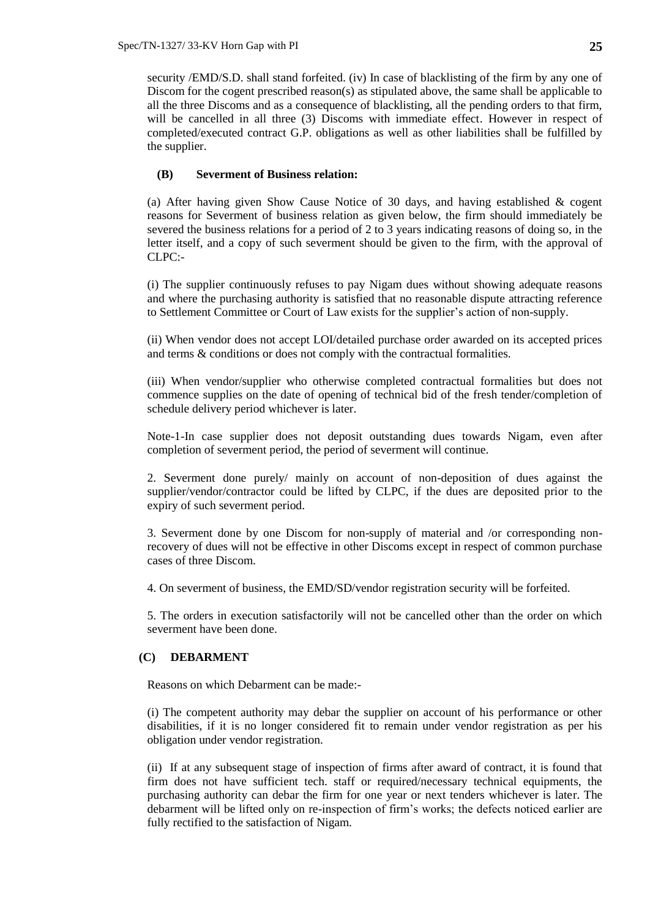security /EMD/S.D. shall stand forfeited. (iv) In case of blacklisting of the firm by any one of Discom for the cogent prescribed reason(s) as stipulated above, the same shall be applicable to all the three Discoms and as a consequence of blacklisting, all the pending orders to that firm, will be cancelled in all three (3) Discoms with immediate effect. However in respect of completed/executed contract G.P. obligations as well as other liabilities shall be fulfilled by the supplier.

**(B) Severment of Business relation:**

(a) After having given Show Cause Notice of 30 days, and having established & cogent reasons for Severment of business relation as given below, the firm should immediately be severed the business relations for a period of 2 to 3 years indicating reasons of doing so, in the letter itself, and a copy of such severment should be given to the firm, with the approval of CLPC:-

(i) The supplier continuously refuses to pay Nigam dues without showing adequate reasons and where the purchasing authority is satisfied that no reasonable dispute attracting reference to Settlement Committee or Court of Law exists for the supplier's action of non-supply.

(ii) When vendor does not accept LOI/detailed purchase order awarded on its accepted prices and terms & conditions or does not comply with the contractual formalities.

(iii) When vendor/supplier who otherwise completed contractual formalities but does not commence supplies on the date of opening of technical bid of the fresh tender/completion of schedule delivery period whichever is later.

Note-1-In case supplier does not deposit outstanding dues towards Nigam, even after completion of severment period, the period of severment will continue.

2. Severment done purely/ mainly on account of non-deposition of dues against the supplier/vendor/contractor could be lifted by CLPC, if the dues are deposited prior to the expiry of such severment period.

3. Severment done by one Discom for non-supply of material and /or corresponding non-recovery of dues will not be effective in other Discoms except in respect of common purchase cases of three Discom.

4. On severment of business, the EMD/SD/vendor registration security will be forfeited.

5. The orders in execution satisfactorily will not be cancelled other than the order on which severment have been done.

**(C) DEBARMENT**

Reasons on which Debarment can be made:-

(i) The competent authority may debar the supplier on account of his performance or other disabilities, if it is no longer considered fit to remain under vendor registration as per his obligation under vendor registration.

(ii) If at any subsequent stage of inspection of firms after award of contract, it is found that firm does not have sufficient tech. staff or required/necessary technical equipments, the purchasing authority can debar the firm for one year or next tenders whichever is later. The debarment will be lifted only on re-inspection of firm's works; the defects noticed earlier are fully rectified to the satisfaction of Nigam.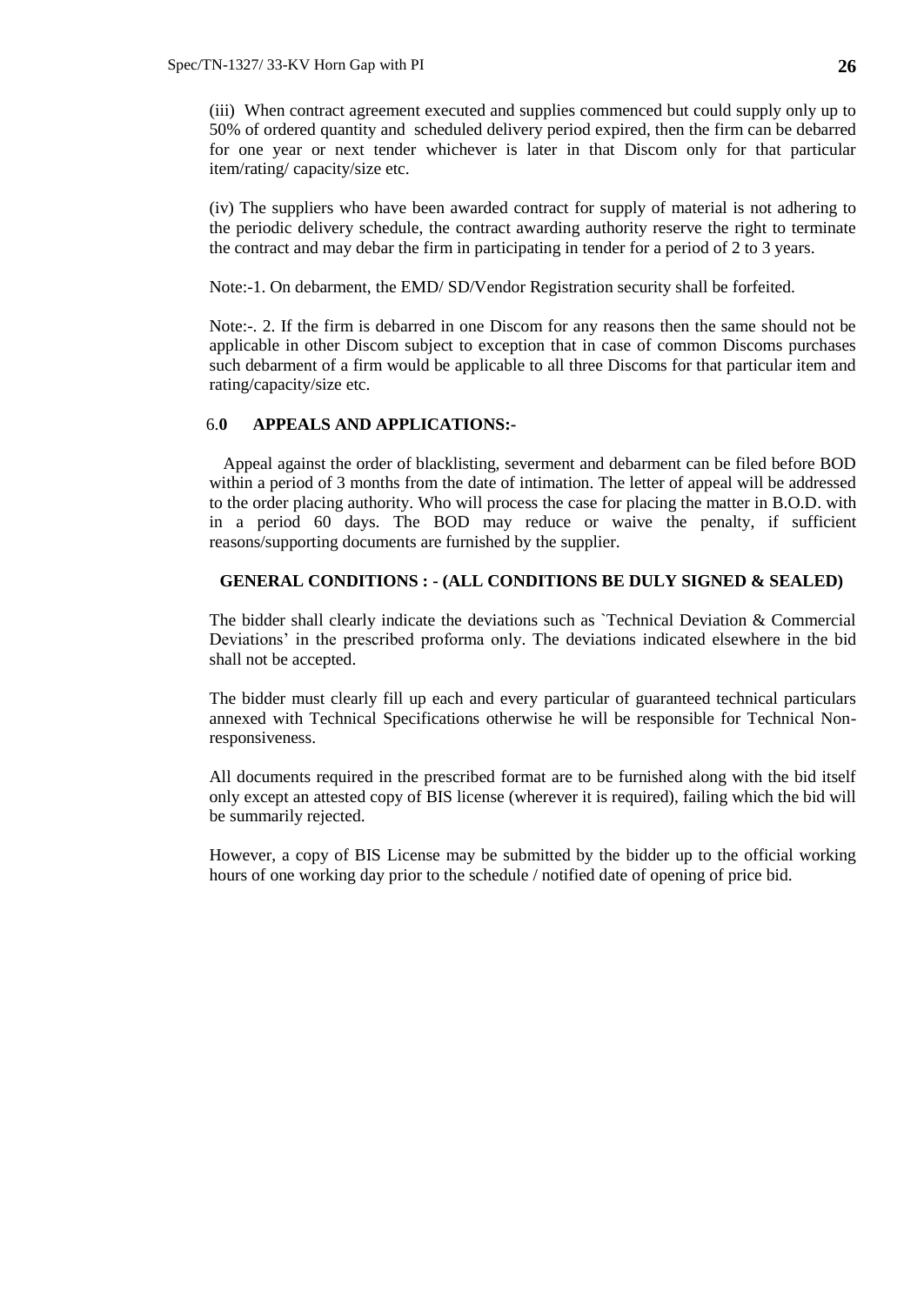(iii) When contract agreement executed and supplies commenced but could supply only up to 50% of ordered quantity and scheduled delivery period expired, then the firm can be debarred for one year or next tender whichever is later in that Discom only for that particular item/rating/ capacity/size etc.

(iv) The suppliers who have been awarded contract for supply of material is not adhering to the periodic delivery schedule, the contract awarding authority reserve the right to terminate the contract and may debar the firm in participating in tender for a period of 2 to 3 years.

Note:-1. On debarment, the EMD/ SD/Vendor Registration security shall be forfeited.

Note:-. 2. If the firm is debarred in one Discom for any reasons then the same should not be applicable in other Discom subject to exception that in case of common Discoms purchases such debarment of a firm would be applicable to all three Discoms for that particular item and rating/capacity/size etc.

## 6.0 APPEALS AND APPLICATIONS:-

Appeal against the order of blacklisting, severment and debarment can be filed before BOD within a period of 3 months from the date of intimation. The letter of appeal will be addressed to the order placing authority. Who will process the case for placing the matter in B.O.D. with in a period 60 days. The BOD may reduce or waive the penalty, if sufficient reasons/supporting documents are furnished by the supplier.

**GENERAL CONDITIONS : - (ALL CONDITIONS BE DULY SIGNED & SEALED)**

The bidder shall clearly indicate the deviations such as `Technical Deviation & Commercial Deviations' in the prescribed proforma only. The deviations indicated elsewhere in the bid shall not be accepted.

The bidder must clearly fill up each and every particular of guaranteed technical particulars annexed with Technical Specifications otherwise he will be responsible for Technical Non-responsiveness.

All documents required in the prescribed format are to be furnished along with the bid itself only except an attested copy of BIS license (wherever it is required), failing which the bid will be summarily rejected.

However, a copy of BIS License may be submitted by the bidder up to the official working hours of one working day prior to the schedule / notified date of opening of price bid.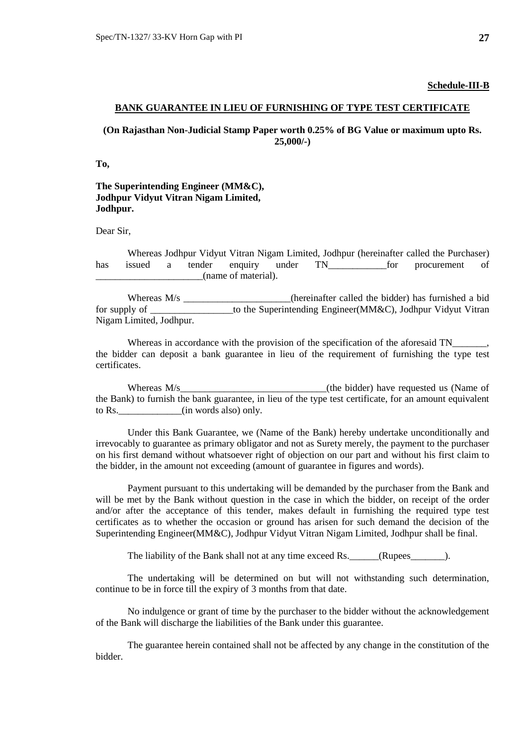**Schedule-III-B**

**BANK GUARANTEE IN LIEU OF FURNISHING OF TYPE TEST CERTIFICATE**

**(On Rajasthan Non-Judicial Stamp Paper worth 0.25% of BG Value or maximum upto Rs. 25,000/-)**

**To,**

**The Superintending Engineer (MM&C),**
**Jodhpur Vidyut Vitran Nigam Limited,**
**Jodhpur.**

Dear Sir,

Whereas Jodhpur Vidyut Vitran Nigam Limited, Jodhpur (hereinafter called the Purchaser) has issued a tender enquiry under TN____________for procurement of ______________________(name of material).

Whereas M/s ______________________(hereinafter called the bidder) has furnished a bid for supply of _________________to the Superintending Engineer(MM&C), Jodhpur Vidyut Vitran Nigam Limited, Jodhpur.

Whereas in accordance with the provision of the specification of the aforesaid TN_______, the bidder can deposit a bank guarantee in lieu of the requirement of furnishing the type test certificates.

Whereas M/s______________________________(the bidder) have requested us (Name of the Bank) to furnish the bank guarantee, in lieu of the type test certificate, for an amount equivalent to Rs._____________(in words also) only.

Under this Bank Guarantee, we (Name of the Bank) hereby undertake unconditionally and irrevocably to guarantee as primary obligator and not as Surety merely, the payment to the purchaser on his first demand without whatsoever right of objection on our part and without his first claim to the bidder, in the amount not exceeding (amount of guarantee in figures and words).

Payment pursuant to this undertaking will be demanded by the purchaser from the Bank and will be met by the Bank without question in the case in which the bidder, on receipt of the order and/or after the acceptance of this tender, makes default in furnishing the required type test certificates as to whether the occasion or ground has arisen for such demand the decision of the Superintending Engineer(MM&C), Jodhpur Vidyut Vitran Nigam Limited, Jodhpur shall be final.

The liability of the Bank shall not at any time exceed Rs.______(Rupees_______).

The undertaking will be determined on but will not withstanding such determination, continue to be in force till the expiry of 3 months from that date.

No indulgence or grant of time by the purchaser to the bidder without the acknowledgement of the Bank will discharge the liabilities of the Bank under this guarantee.

The guarantee herein contained shall not be affected by any change in the constitution of the bidder.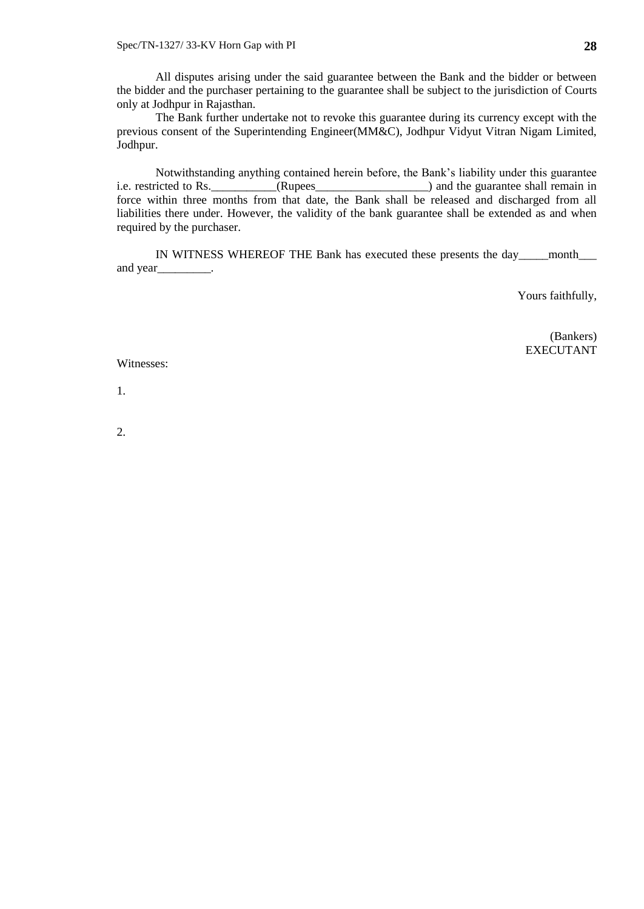All disputes arising under the said guarantee between the Bank and the bidder or between the bidder and the purchaser pertaining to the guarantee shall be subject to the jurisdiction of Courts only at Jodhpur in Rajasthan.

The Bank further undertake not to revoke this guarantee during its currency except with the previous consent of the Superintending Engineer(MM&C), Jodhpur Vidyut Vitran Nigam Limited, Jodhpur.

Notwithstanding anything contained herein before, the Bank's liability under this guarantee i.e. restricted to Rs.___________(Rupees___________________) and the guarantee shall remain in force within three months from that date, the Bank shall be released and discharged from all liabilities there under. However, the validity of the bank guarantee shall be extended as and when required by the purchaser.

IN WITNESS WHEREOF THE Bank has executed these presents the day_____month___ and year_________.

Yours faithfully,

(Bankers)
EXECUTANT

Witnesses:

1.

2.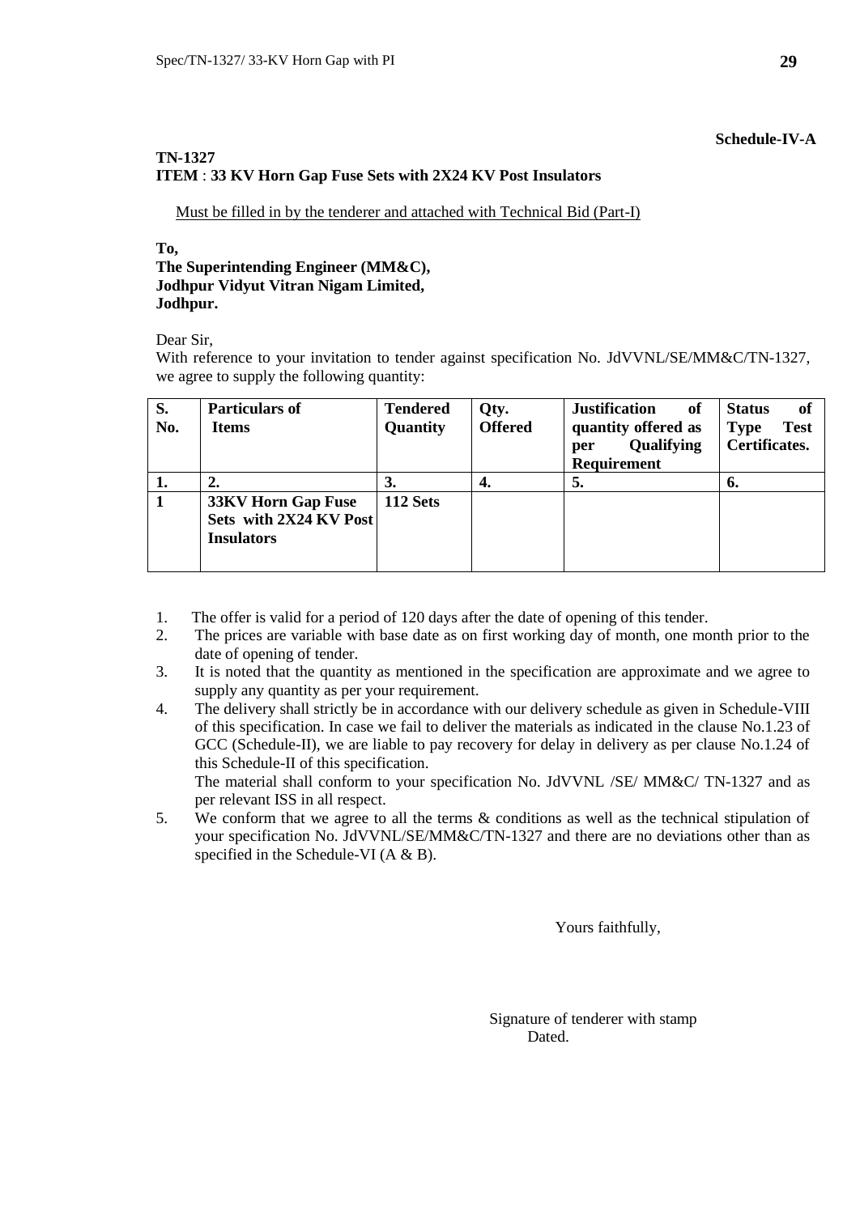**Schedule-IV-A**

**TN-1327**
**ITEM** : **33 KV Horn Gap Fuse Sets with 2X24 KV Post Insulators**

Must be filled in by the tenderer and attached with Technical Bid (Part-I)

**To,**
**The Superintending Engineer (MM&C),**
**Jodhpur Vidyut Vitran Nigam Limited,**
**Jodhpur.**

Dear Sir,

With reference to your invitation to tender against specification No. JdVVNL/SE/MM&C/TN-1327, we agree to supply the following quantity:

| S. No. | Particulars of Items | Tendered Quantity | Qty. Offered | Justification of quantity offered as per Qualifying Requirement | Status of Type Test Certificates. |
|---|---|---|---|---|---|
| 1. | 2. | 3. | 4. | 5. | 6. |
| 1 | 33KV Horn Gap Fuse Sets with 2X24 KV Post Insulators | 112 Sets | | | |

1. The offer is valid for a period of 120 days after the date of opening of this tender.
2. The prices are variable with base date as on first working day of month, one month prior to the date of opening of tender.
3. It is noted that the quantity as mentioned in the specification are approximate and we agree to supply any quantity as per your requirement.
4. The delivery shall strictly be in accordance with our delivery schedule as given in Schedule-VIII of this specification. In case we fail to deliver the materials as indicated in the clause No.1.23 of GCC (Schedule-II), we are liable to pay recovery for delay in delivery as per clause No.1.24 of this Schedule-II of this specification.
   The material shall conform to your specification No. JdVVNL /SE/ MM&C/ TN-1327 and as per relevant ISS in all respect.
5. We conform that we agree to all the terms & conditions as well as the technical stipulation of your specification No. JdVVNL/SE/MM&C/TN-1327 and there are no deviations other than as specified in the Schedule-VI (A & B).

Yours faithfully,

Signature of tenderer with stamp
Dated.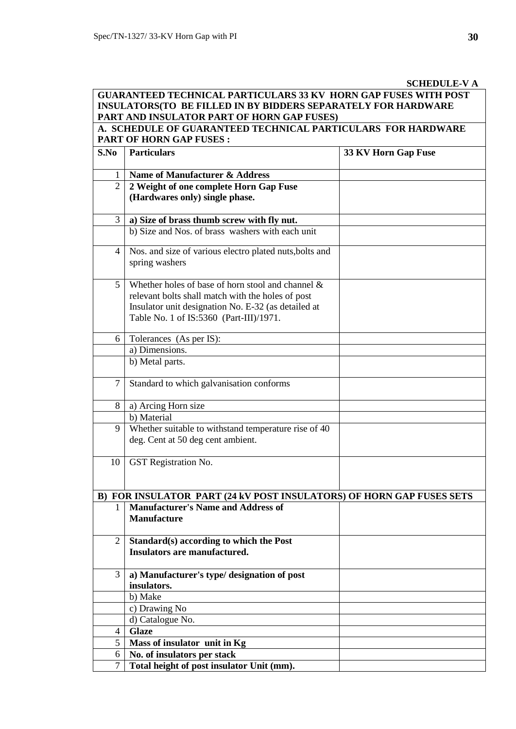**SCHEDULE-V A**

| **GUARANTEED TECHNICAL PARTICULARS 33 KV HORN GAP FUSES WITH POST INSULATORS(TO BE FILLED IN BY BIDDERS SEPARATELY FOR HARDWARE PART AND INSULATOR PART OF HORN GAP FUSES)** | | |
|---|---|---|
| **A. SCHEDULE OF GUARANTEED TECHNICAL PARTICULARS FOR HARDWARE PART OF HORN GAP FUSES :** | | |
| **S.No** | **Particulars** | **33 KV Horn Gap Fuse** |
| 1 | **Name of Manufacturer & Address** | |
| 2 | **2 Weight of one complete Horn Gap Fuse (Hardwares only) single phase.** | |
| 3 | **a) Size of brass thumb screw with fly nut.** | |
| | b) Size and Nos. of brass washers with each unit | |
| 4 | Nos. and size of various electro plated nuts,bolts and spring washers | |
| 5 | Whether holes of base of horn stool and channel & relevant bolts shall match with the holes of post Insulator unit designation No. E-32 (as detailed at Table No. 1 of IS:5360 (Part-III)/1971. | |
| 6 | Tolerances (As per IS): | |
| | a) Dimensions. | |
| | b) Metal parts. | |
| 7 | Standard to which galvanisation conforms | |
| 8 | a) Arcing Horn size | |
| | b) Material | |
| 9 | Whether suitable to withstand temperature rise of 40 deg. Cent at 50 deg cent ambient. | |
| 10 | GST Registration No. | |
| **B) FOR INSULATOR PART (24 kV POST INSULATORS) OF HORN GAP FUSES SETS** | | |
| 1 | **Manufacturer's Name and Address of Manufacture** | |
| 2 | **Standard(s) according to which the Post Insulators are manufactured.** | |
| 3 | **a) Manufacturer's type/ designation of post insulators.** | |
| | b) Make | |
| | c) Drawing No | |
| | d) Catalogue No. | |
| 4 | **Glaze** | |
| 5 | **Mass of insulator unit in Kg** | |
| 6 | **No. of insulators per stack** | |
| 7 | **Total height of post insulator Unit (mm).** | |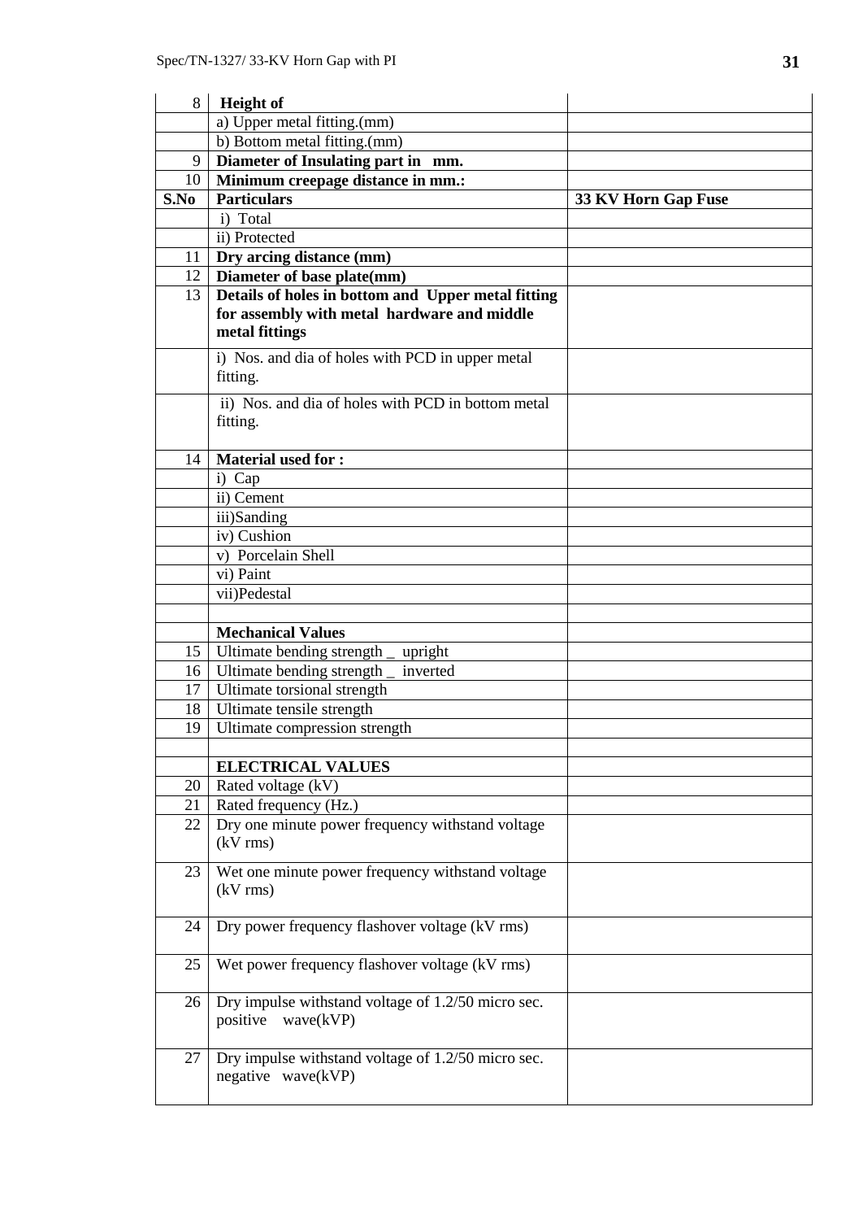| 8 | **Height of** | |
|---|---|---|
| | a) Upper metal fitting.(mm) | |
| | b) Bottom metal fitting.(mm) | |
| 9 | **Diameter of Insulating part in mm.** | |
| 10 | **Minimum creepage distance in mm.:** | |
| **S.No** | **Particulars** | **33 KV Horn Gap Fuse** |
| | i) Total | |
| | ii) Protected | |
| 11 | **Dry arcing distance (mm)** | |
| 12 | **Diameter of base plate(mm)** | |
| 13 | **Details of holes in bottom and Upper metal fitting for assembly with metal hardware and middle metal fittings** | |
| | i) Nos. and dia of holes with PCD in upper metal fitting. | |
| | ii) Nos. and dia of holes with PCD in bottom metal fitting. | |
| 14 | **Material used for :** | |
| | i) Cap | |
| | ii) Cement | |
| | iii)Sanding | |
| | iv) Cushion | |
| | v) Porcelain Shell | |
| | vi) Paint | |
| | vii)Pedestal | |
| | | |
| | **Mechanical Values** | |
| 15 | Ultimate bending strength _ upright | |
| 16 | Ultimate bending strength _ inverted | |
| 17 | Ultimate torsional strength | |
| 18 | Ultimate tensile strength | |
| 19 | Ultimate compression strength | |
| | | |
| | **ELECTRICAL VALUES** | |
| 20 | Rated voltage (kV) | |
| 21 | Rated frequency (Hz.) | |
| 22 | Dry one minute power frequency withstand voltage (kV rms) | |
| 23 | Wet one minute power frequency withstand voltage (kV rms) | |
| 24 | Dry power frequency flashover voltage (kV rms) | |
| 25 | Wet power frequency flashover voltage (kV rms) | |
| 26 | Dry impulse withstand voltage of 1.2/50 micro sec. positive wave(kVP) | |
| 27 | Dry impulse withstand voltage of 1.2/50 micro sec. negative wave(kVP) | |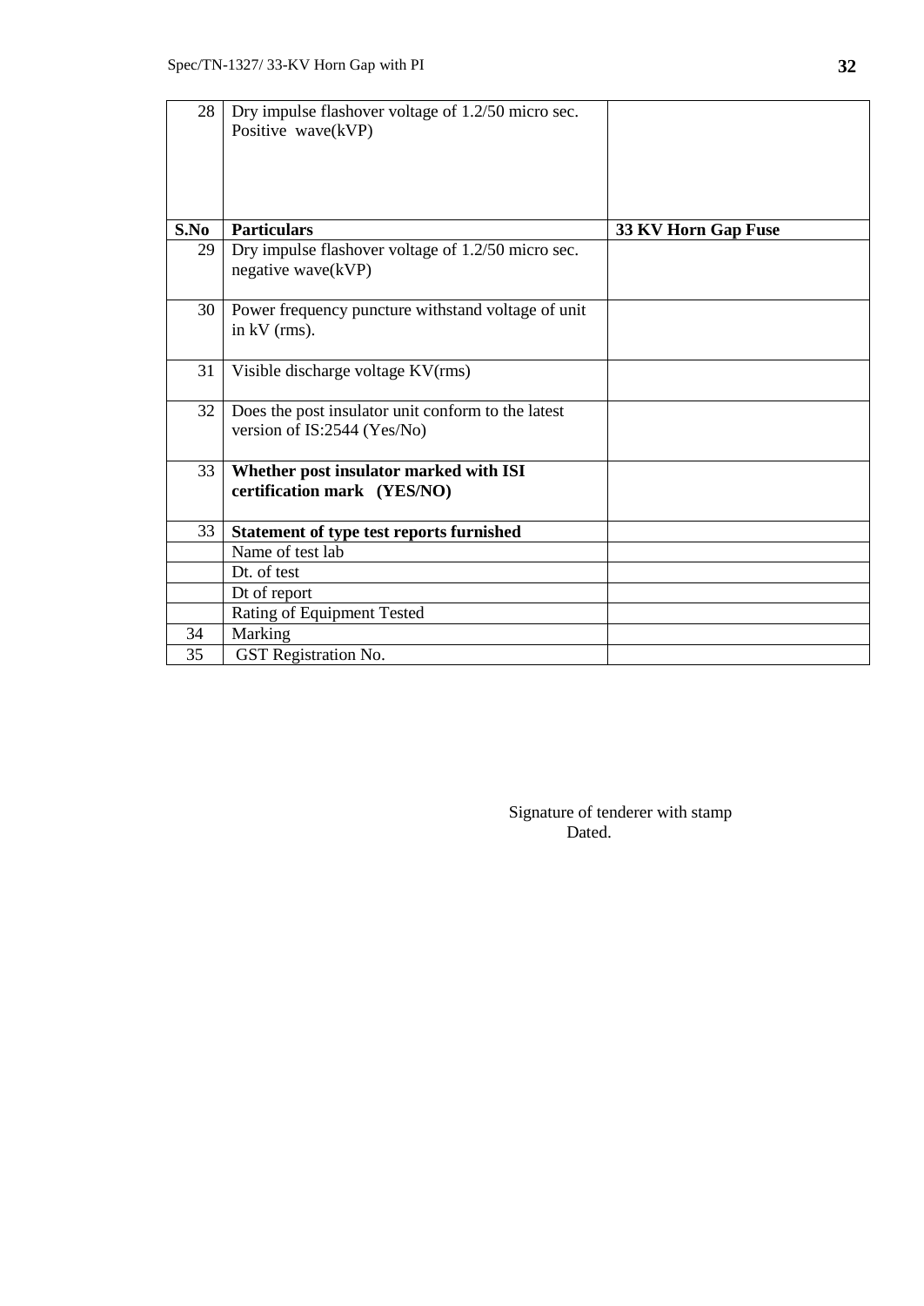| S.No | Particulars | 33 KV Horn Gap Fuse |
|---|---|---|
| 28 | Dry impulse flashover voltage of 1.2/50 micro sec. Positive wave(kVP) | |
| 29 | Dry impulse flashover voltage of 1.2/50 micro sec. negative wave(kVP) | |
| 30 | Power frequency puncture withstand voltage of unit in kV (rms). | |
| 31 | Visible discharge voltage KV(rms) | |
| 32 | Does the post insulator unit conform to the latest version of IS:2544 (Yes/No) | |
| 33 | **Whether post insulator marked with ISI certification mark (YES/NO)** | |
| 33 | **Statement of type test reports furnished** | |
| | Name of test lab | |
| | Dt. of test | |
| | Dt of report | |
| | Rating of Equipment Tested | |
| 34 | Marking | |
| 35 | GST Registration No. | |

Signature of tenderer with stamp
Dated.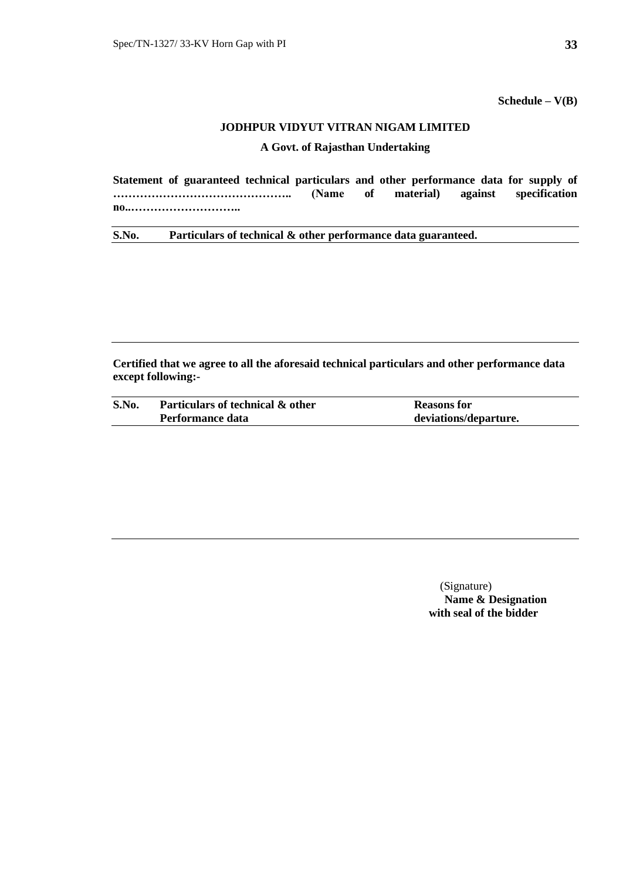**Schedule – V(B)**

**JODHPUR VIDYUT VITRAN NIGAM LIMITED**

**A Govt. of Rajasthan Undertaking**

**Statement of guaranteed technical particulars and other performance data for supply of ……………………………………….. (Name of material) against specification no..………………………..**

| S.No. | Particulars of technical & other performance data guaranteed. |
|---|---|
| | |

**Certified that we agree to all the aforesaid technical particulars and other performance data except following:-**

| S.No. | Particulars of technical & other Performance data | Reasons for deviations/departure. |
|---|---|---|
| | | |

(Signature)
**Name & Designation**
**with seal of the bidder**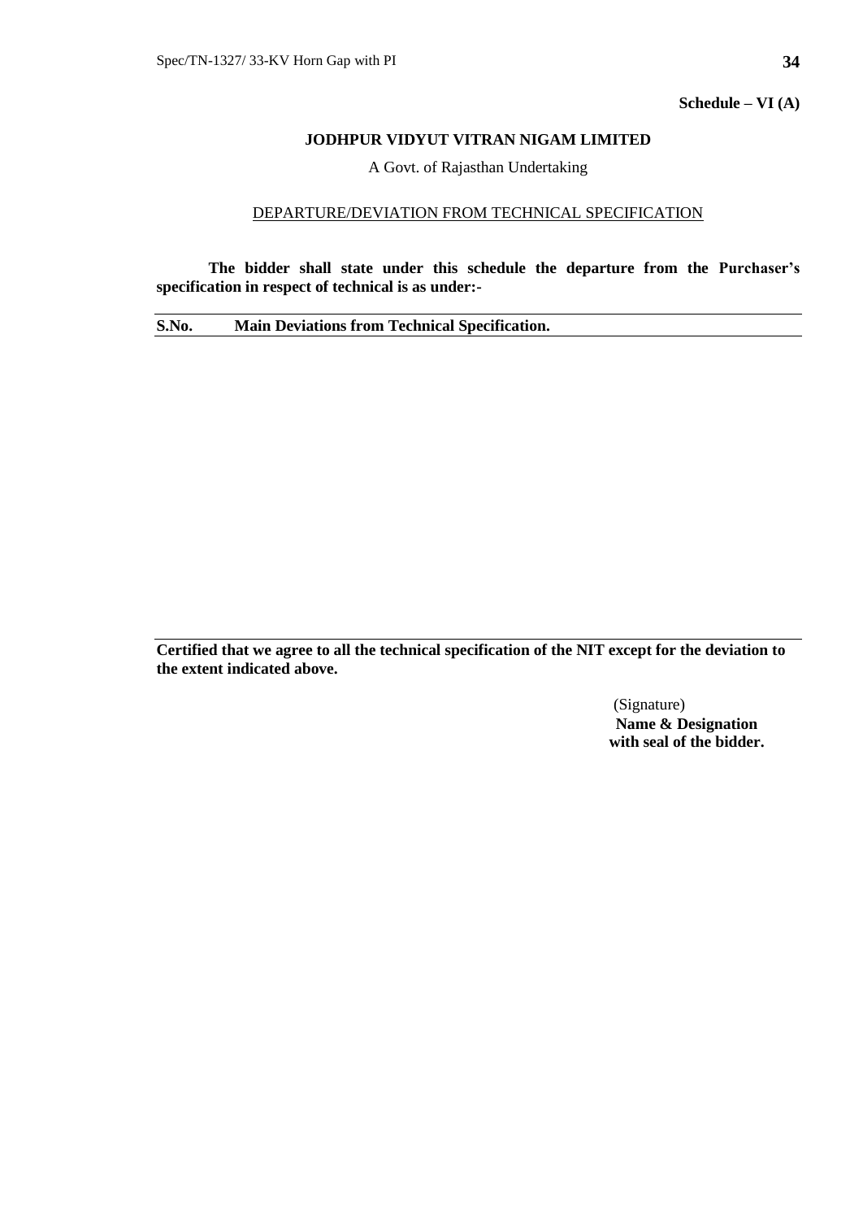**Schedule – VI (A)**

**JODHPUR VIDYUT VITRAN NIGAM LIMITED**

A Govt. of Rajasthan Undertaking

DEPARTURE/DEVIATION FROM TECHNICAL SPECIFICATION

**The bidder shall state under this schedule the departure from the Purchaser's specification in respect of technical is as under:-**

| S.No. | Main Deviations from Technical Specification. |
|---|---|
| | |

**Certified that we agree to all the technical specification of the NIT except for the deviation to the extent indicated above.**

(Signature)
**Name & Designation**
**with seal of the bidder.**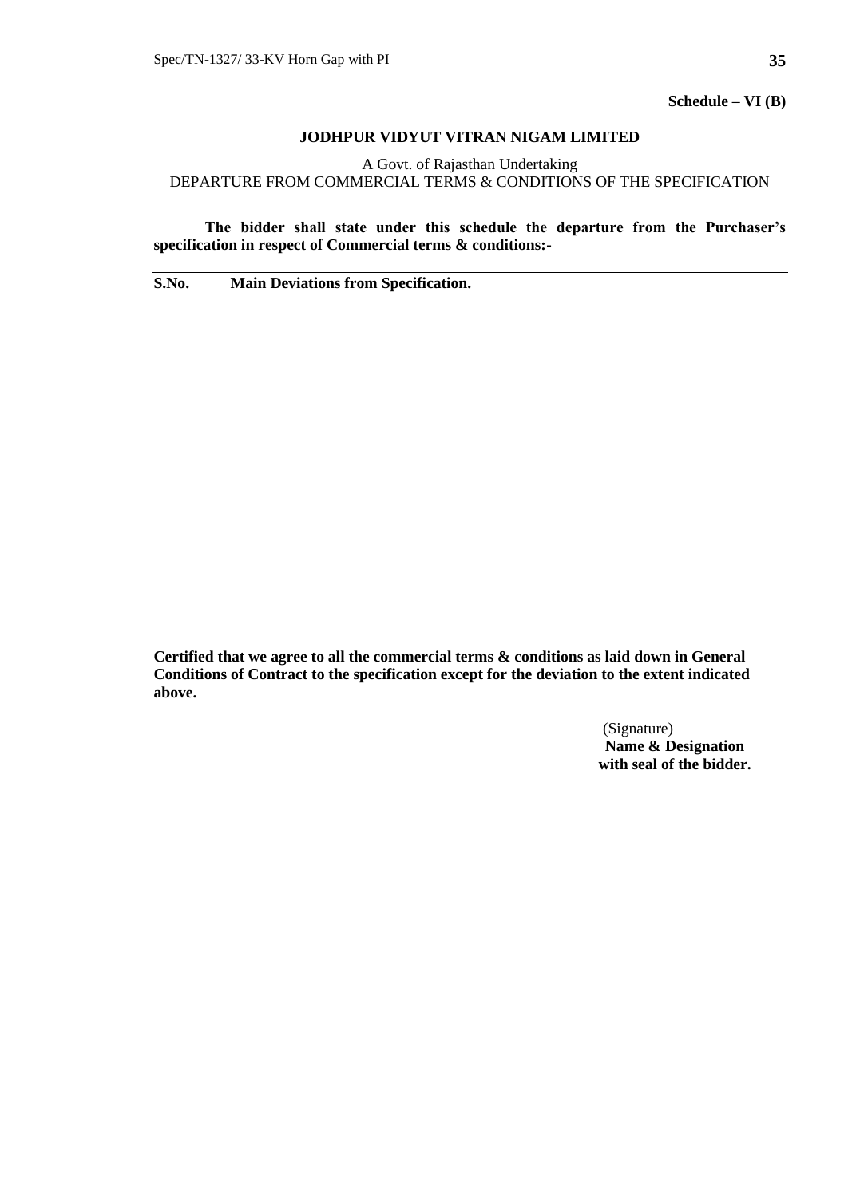**Schedule – VI (B)**

**JODHPUR VIDYUT VITRAN NIGAM LIMITED**

A Govt. of Rajasthan Undertaking

DEPARTURE FROM COMMERCIAL TERMS & CONDITIONS OF THE SPECIFICATION

**The bidder shall state under this schedule the departure from the Purchaser's specification in respect of Commercial terms & conditions:-**

| S.No. | Main Deviations from Specification. |
|---|---|
| | |

**Certified that we agree to all the commercial terms & conditions as laid down in General Conditions of Contract to the specification except for the deviation to the extent indicated above.**

(Signature)
**Name & Designation**
**with seal of the bidder.**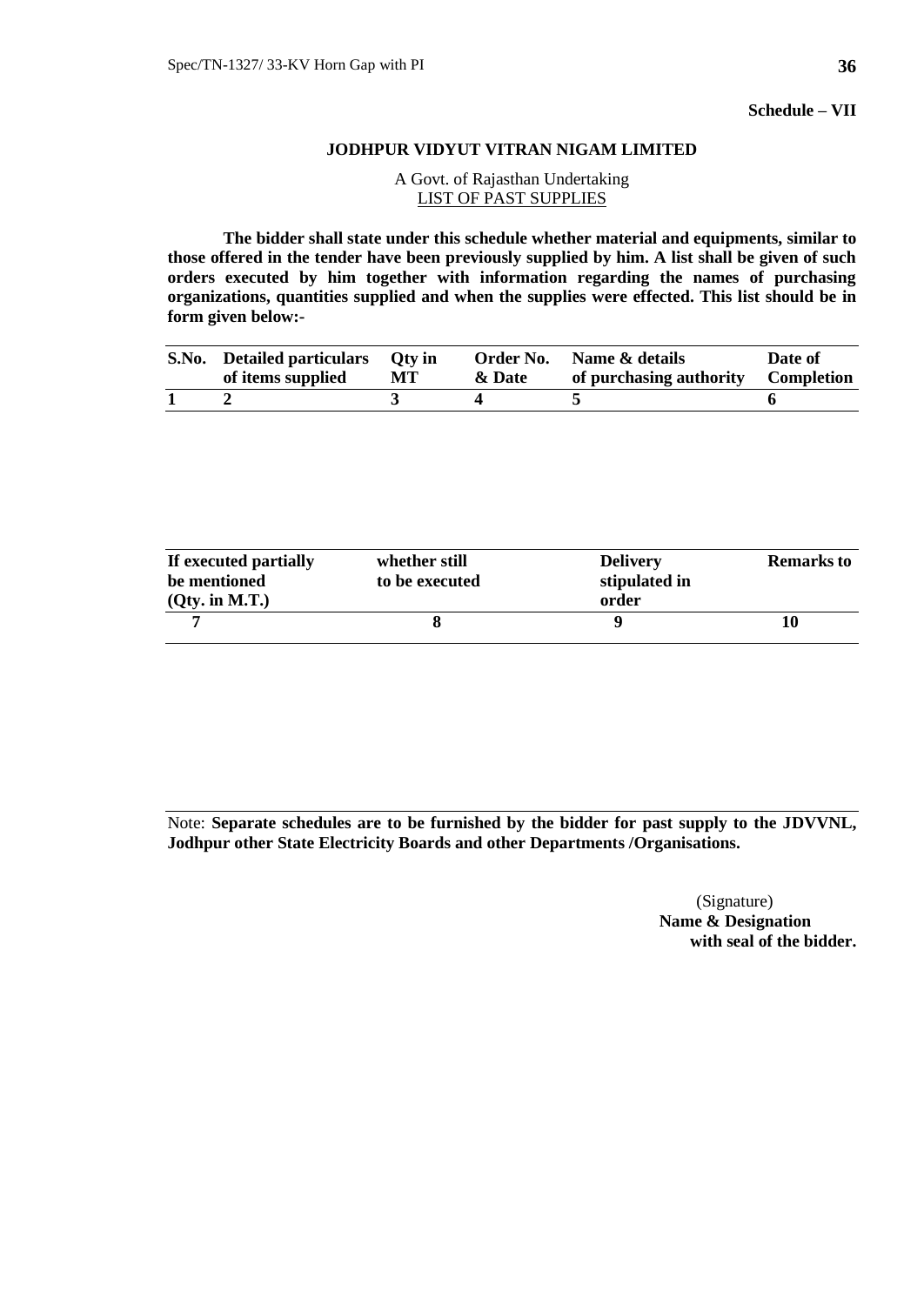**Schedule – VII**

**JODHPUR VIDYUT VITRAN NIGAM LIMITED**

A Govt. of Rajasthan Undertaking

LIST OF PAST SUPPLIES

**The bidder shall state under this schedule whether material and equipments, similar to those offered in the tender have been previously supplied by him. A list shall be given of such orders executed by him together with information regarding the names of purchasing organizations, quantities supplied and when the supplies were effected. This list should be in form given below:-**

| S.No. | Detailed particulars of items supplied | Qty in MT | Order No. & Date | Name & details of purchasing authority | Date of Completion |
|---|---|---|---|---|---|
| 1 | 2 | 3 | 4 | 5 | 6 |

| If executed partially be mentioned (Qty. in M.T.) | whether still to be executed | Delivery stipulated in order | Remarks to |
|---|---|---|---|
| 7 | 8 | 9 | 10 |

Note: **Separate schedules are to be furnished by the bidder for past supply to the JDVVNL, Jodhpur other State Electricity Boards and other Departments /Organisations.**

(Signature)
**Name & Designation**
**with seal of the bidder.**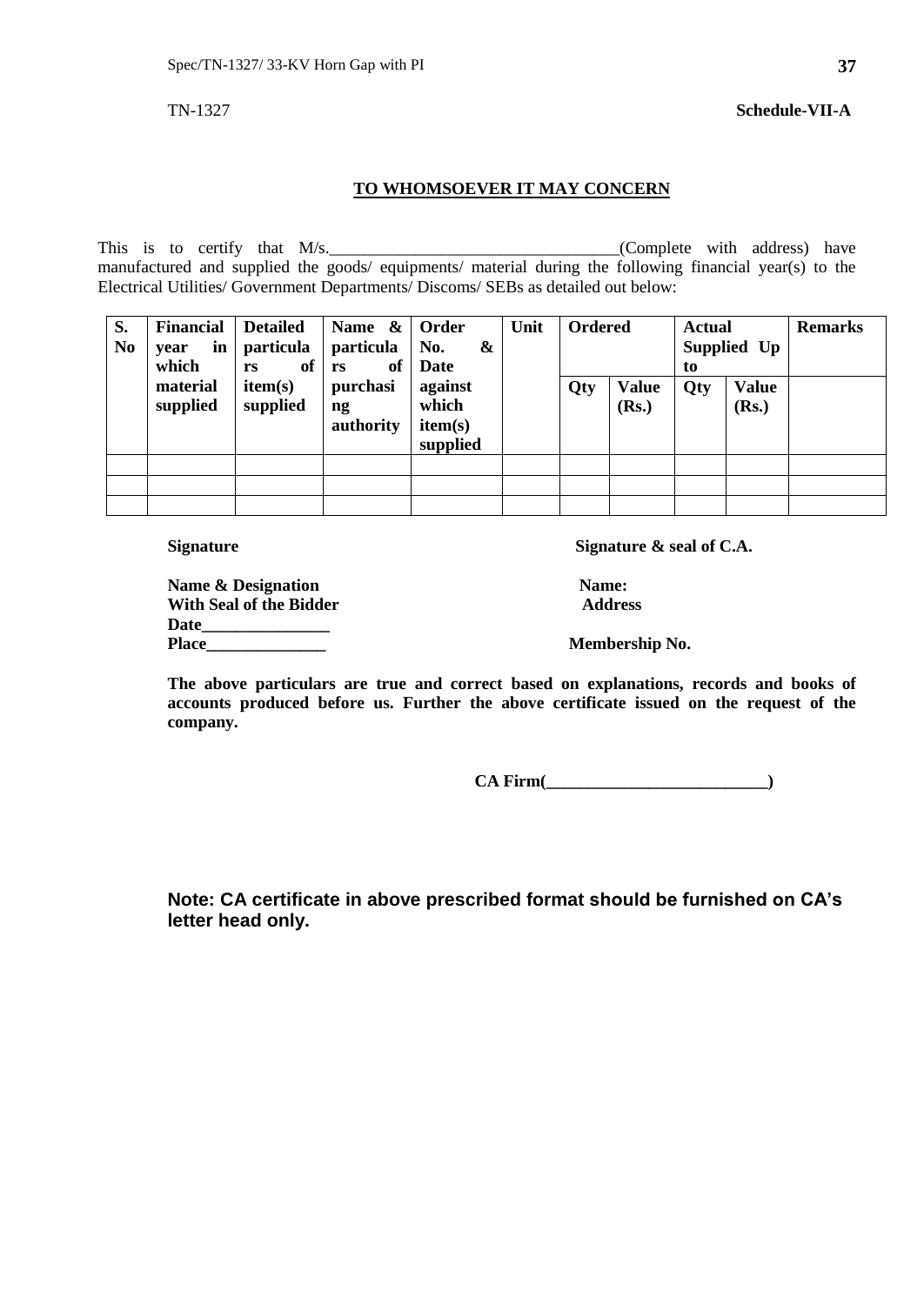TN-1327 **Schedule-VII-A**

## TO WHOMSOEVER IT MAY CONCERN

This is to certify that M/s.__________________________________(Complete with address) have manufactured and supplied the goods/ equipments/ material during the following financial year(s) to the Electrical Utilities/ Government Departments/ Discoms/ SEBs as detailed out below:

| S. No | Financial year in which material supplied | Detailed particulars of item(s) supplied | Name & particulars of purchasing authority | Order No. & Date against which item(s) supplied | Unit | Ordered | | Actual Supplied Up to | | Remarks |
|---|---|---|---|---|---|---|---|---|---|---|
| | | | | | | Qty | Value (Rs.) | Qty | Value (Rs.) | |
| | | | | | | | | | | |
| | | | | | | | | | | |
| | | | | | | | | | | |

**Signature**

**Name & Designation**
**With Seal of the Bidder**
**Date_______________**
**Place______________**

**Signature & seal of C.A.**

**Name:**
**Address**

**Membership No.**

**The above particulars are true and correct based on explanations, records and books of accounts produced before us. Further the above certificate issued on the request of the company.**

**CA Firm(__________________________)**

**Note: CA certificate in above prescribed format should be furnished on CA's letter head only.**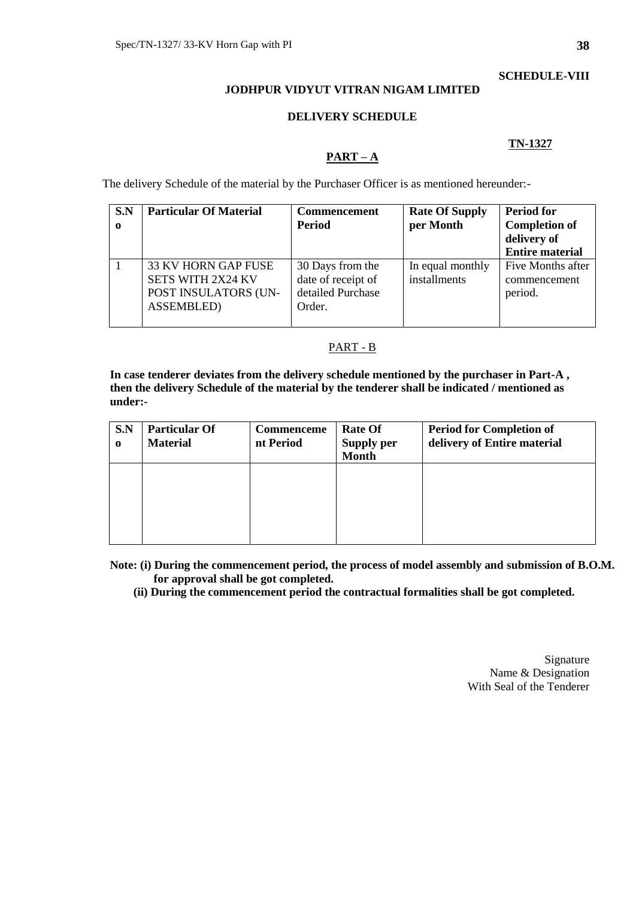**SCHEDULE-VIII**

**JODHPUR VIDYUT VITRAN NIGAM LIMITED**

**DELIVERY SCHEDULE**

**TN-1327**

## PART – A

The delivery Schedule of the material by the Purchaser Officer is as mentioned hereunder:-

| S.No | Particular Of Material | Commencement Period | Rate Of Supply per Month | Period for Completion of delivery of Entire material |
|---|---|---|---|---|
| 1 | 33 KV HORN GAP FUSE SETS WITH 2X24 KV POST INSULATORS (UN-ASSEMBLED) | 30 Days from the date of receipt of detailed Purchase Order. | In equal monthly installments | Five Months after commencement period. |

## PART - B

**In case tenderer deviates from the delivery schedule mentioned by the purchaser in Part-A , then the delivery Schedule of the material by the tenderer shall be indicated / mentioned as under:-**

| S.No | Particular Of Material | Commencement Period | Rate Of Supply per Month | Period for Completion of delivery of Entire material |
|---|---|---|---|---|
| | | | | |

**Note: (i) During the commencement period, the process of model assembly and submission of B.O.M. for approval shall be got completed.**

**(ii) During the commencement period the contractual formalities shall be got completed.**

Signature
Name & Designation
With Seal of the Tenderer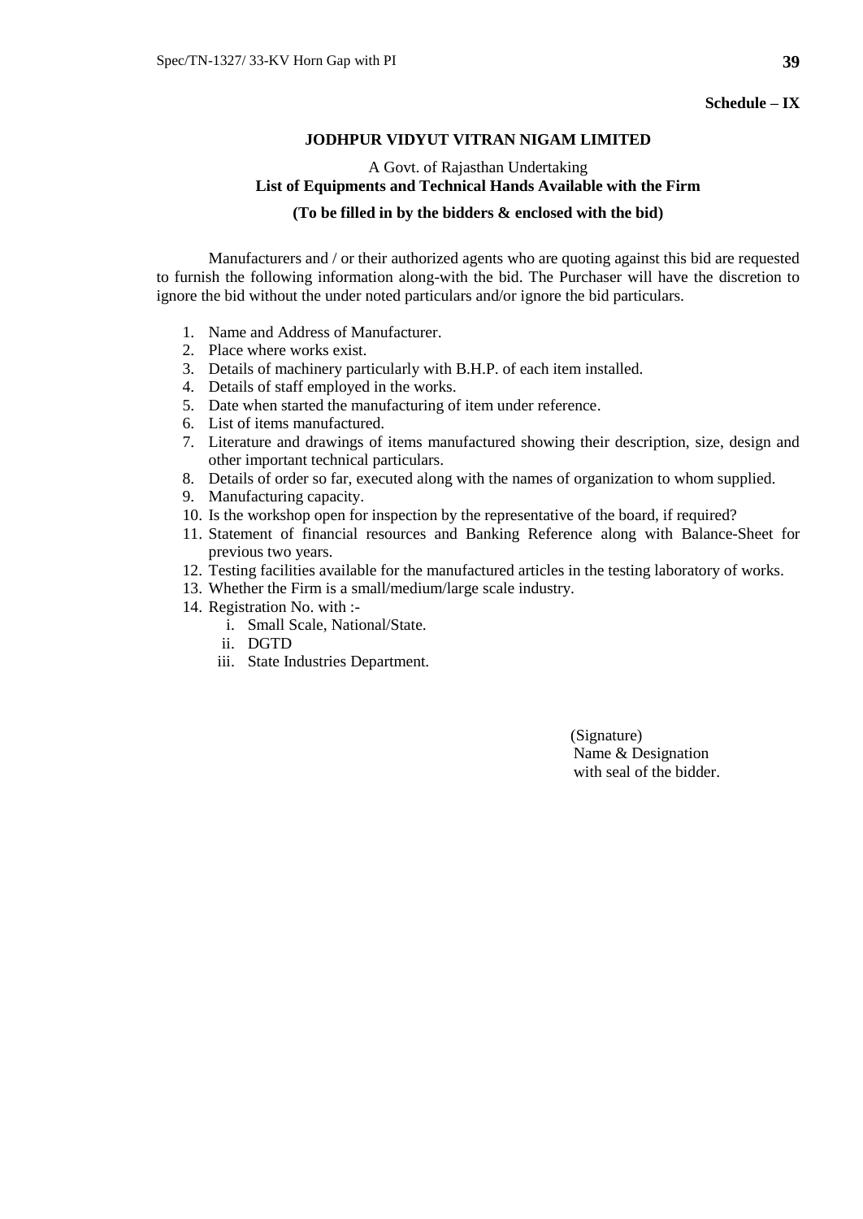**Schedule – IX**

**JODHPUR VIDYUT VITRAN NIGAM LIMITED**

A Govt. of Rajasthan Undertaking

**List of Equipments and Technical Hands Available with the Firm**

**(To be filled in by the bidders & enclosed with the bid)**

Manufacturers and / or their authorized agents who are quoting against this bid are requested to furnish the following information along-with the bid. The Purchaser will have the discretion to ignore the bid without the under noted particulars and/or ignore the bid particulars.

1. Name and Address of Manufacturer.
2. Place where works exist.
3. Details of machinery particularly with B.H.P. of each item installed.
4. Details of staff employed in the works.
5. Date when started the manufacturing of item under reference.
6. List of items manufactured.
7. Literature and drawings of items manufactured showing their description, size, design and other important technical particulars.
8. Details of order so far, executed along with the names of organization to whom supplied.
9. Manufacturing capacity.
10. Is the workshop open for inspection by the representative of the board, if required?
11. Statement of financial resources and Banking Reference along with Balance-Sheet for previous two years.
12. Testing facilities available for the manufactured articles in the testing laboratory of works.
13. Whether the Firm is a small/medium/large scale industry.
14. Registration No. with :-
    i. Small Scale, National/State.
    ii. DGTD
    iii. State Industries Department.

(Signature)
Name & Designation
with seal of the bidder.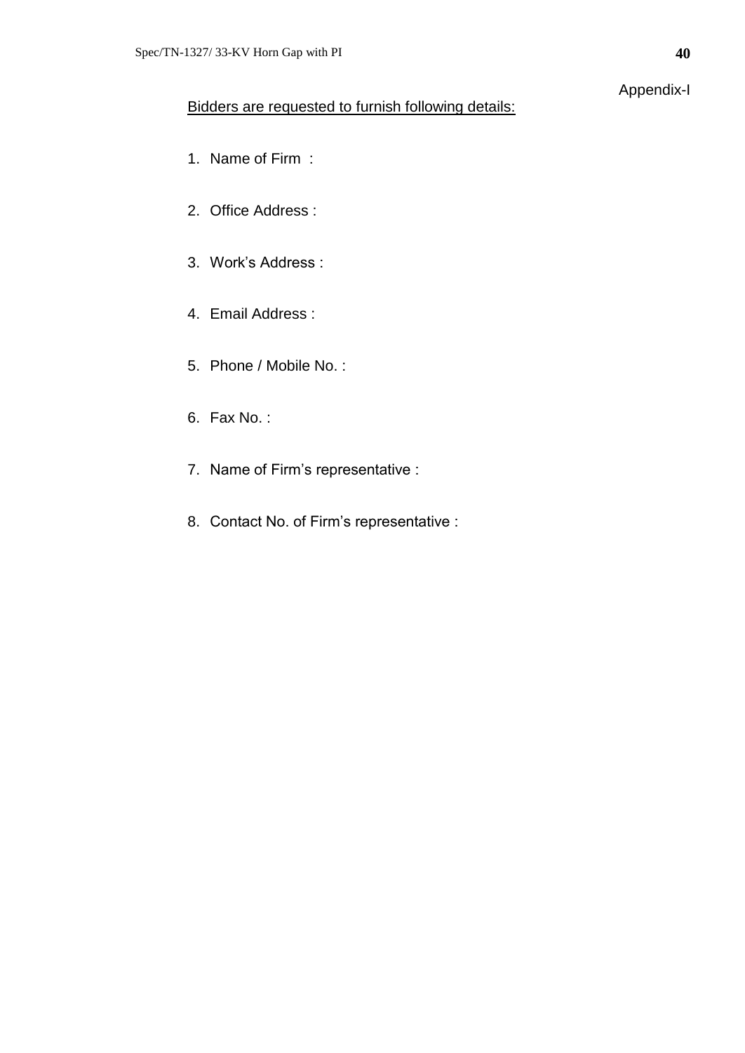Appendix-I

Bidders are requested to furnish following details:

1. Name of Firm :
2. Office Address :
3. Work's Address :
4. Email Address :
5. Phone / Mobile No. :
6. Fax No. :
7. Name of Firm's representative :
8. Contact No. of Firm's representative :